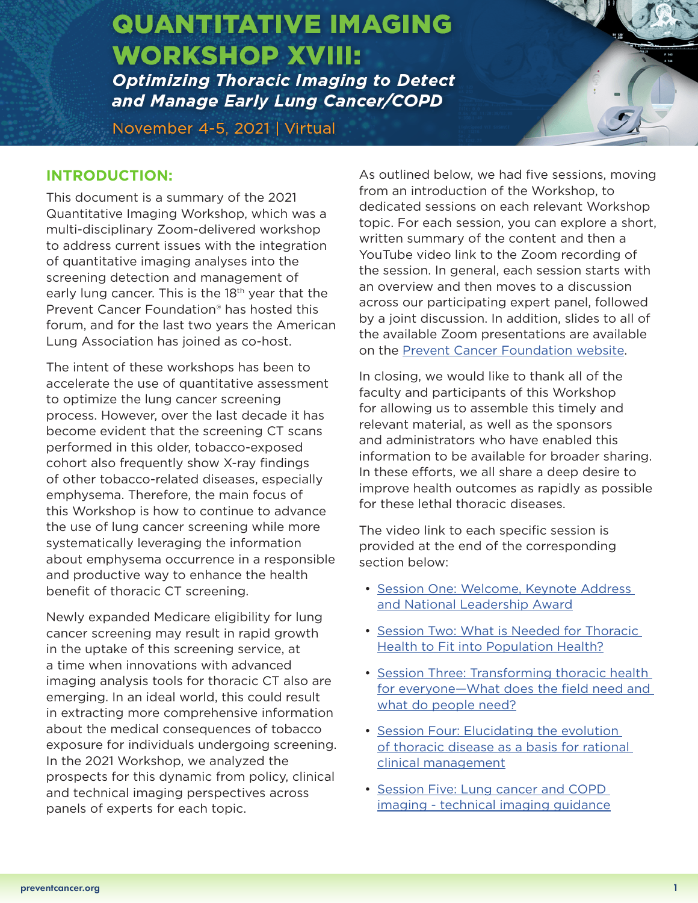# QUANTITATIVE IMAGING WORKSHOP XVIII:

***Optimizing Thoracic Imaging to Detect and Manage Early Lung Cancer/COPD***

November 4-5, 2021 | Virtual

## INTRODUCTION:

This document is a summary of the 2021 Quantitative Imaging Workshop, which was a multi-disciplinary Zoom-delivered workshop to address current issues with the integration of quantitative imaging analyses into the screening detection and management of early lung cancer. This is the 18th year that the Prevent Cancer Foundation® has hosted this forum, and for the last two years the American Lung Association has joined as co-host.

The intent of these workshops has been to accelerate the use of quantitative assessment to optimize the lung cancer screening process. However, over the last decade it has become evident that the screening CT scans performed in this older, tobacco-exposed cohort also frequently show X-ray findings of other tobacco-related diseases, especially emphysema. Therefore, the main focus of this Workshop is how to continue to advance the use of lung cancer screening while more systematically leveraging the information about emphysema occurrence in a responsible and productive way to enhance the health benefit of thoracic CT screening.

Newly expanded Medicare eligibility for lung cancer screening may result in rapid growth in the uptake of this screening service, at a time when innovations with advanced imaging analysis tools for thoracic CT also are emerging. In an ideal world, this could result in extracting more comprehensive information about the medical consequences of tobacco exposure for individuals undergoing screening. In the 2021 Workshop, we analyzed the prospects for this dynamic from policy, clinical and technical imaging perspectives across panels of experts for each topic.

As outlined below, we had five sessions, moving from an introduction of the Workshop, to dedicated sessions on each relevant Workshop topic. For each session, you can explore a short, written summary of the content and then a YouTube video link to the Zoom recording of the session. In general, each session starts with an overview and then moves to a discussion across our participating expert panel, followed by a joint discussion. In addition, slides to all of the available Zoom presentations are available on the Prevent Cancer Foundation website.

In closing, we would like to thank all of the faculty and participants of this Workshop for allowing us to assemble this timely and relevant material, as well as the sponsors and administrators who have enabled this information to be available for broader sharing. In these efforts, we all share a deep desire to improve health outcomes as rapidly as possible for these lethal thoracic diseases.

The video link to each specific session is provided at the end of the corresponding section below:

- Session One: Welcome, Keynote Address and National Leadership Award
- Session Two: What is Needed for Thoracic Health to Fit into Population Health?
- Session Three: Transforming thoracic health for everyone—What does the field need and what do people need?
- Session Four: Elucidating the evolution of thoracic disease as a basis for rational clinical management
- Session Five: Lung cancer and COPD imaging - technical imaging guidance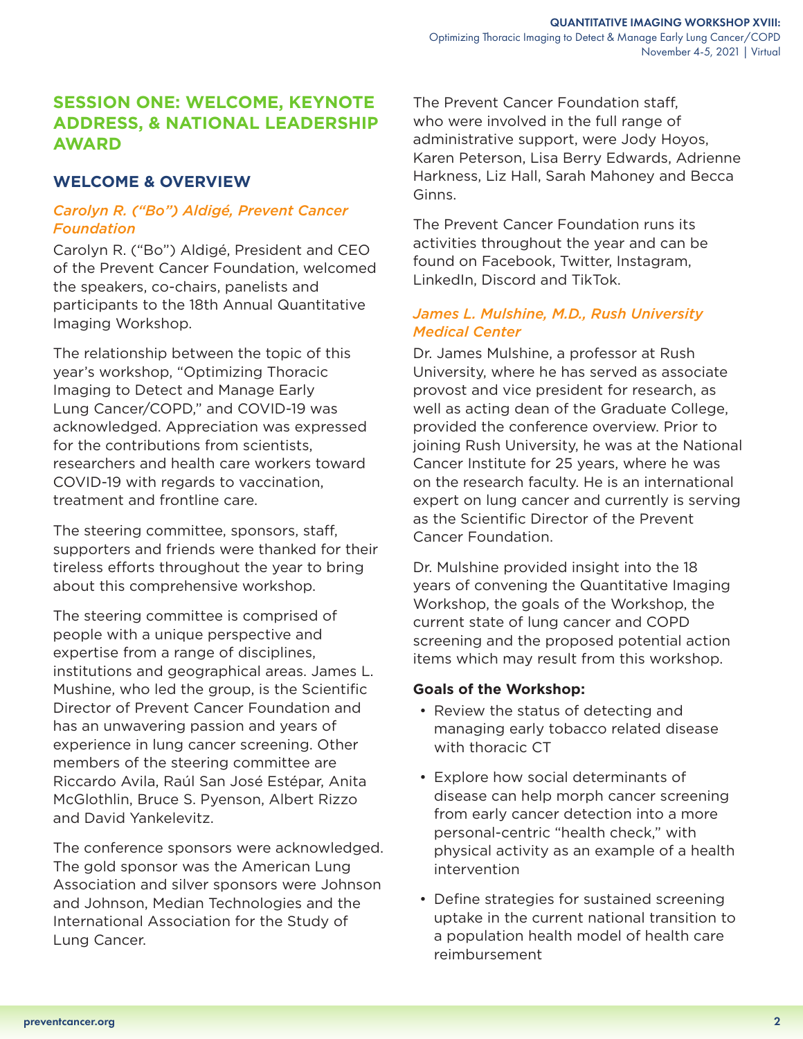## SESSION ONE: WELCOME, KEYNOTE ADDRESS, & NATIONAL LEADERSHIP AWARD

### WELCOME & OVERVIEW

#### *Carolyn R. ("Bo") Aldigé, Prevent Cancer Foundation*

Carolyn R. ("Bo") Aldigé, President and CEO of the Prevent Cancer Foundation, welcomed the speakers, co-chairs, panelists and participants to the 18th Annual Quantitative Imaging Workshop.

The relationship between the topic of this year's workshop, "Optimizing Thoracic Imaging to Detect and Manage Early Lung Cancer/COPD," and COVID-19 was acknowledged. Appreciation was expressed for the contributions from scientists, researchers and health care workers toward COVID-19 with regards to vaccination, treatment and frontline care.

The steering committee, sponsors, staff, supporters and friends were thanked for their tireless efforts throughout the year to bring about this comprehensive workshop.

The steering committee is comprised of people with a unique perspective and expertise from a range of disciplines, institutions and geographical areas. James L. Mushine, who led the group, is the Scientific Director of Prevent Cancer Foundation and has an unwavering passion and years of experience in lung cancer screening. Other members of the steering committee are Riccardo Avila, Raúl San José Estépar, Anita McGlothlin, Bruce S. Pyenson, Albert Rizzo and David Yankelevitz.

The conference sponsors were acknowledged. The gold sponsor was the American Lung Association and silver sponsors were Johnson and Johnson, Median Technologies and the International Association for the Study of Lung Cancer.

The Prevent Cancer Foundation staff, who were involved in the full range of administrative support, were Jody Hoyos, Karen Peterson, Lisa Berry Edwards, Adrienne Harkness, Liz Hall, Sarah Mahoney and Becca Ginns.

The Prevent Cancer Foundation runs its activities throughout the year and can be found on Facebook, Twitter, Instagram, LinkedIn, Discord and TikTok.

#### *James L. Mulshine, M.D., Rush University Medical Center*

Dr. James Mulshine, a professor at Rush University, where he has served as associate provost and vice president for research, as well as acting dean of the Graduate College, provided the conference overview. Prior to joining Rush University, he was at the National Cancer Institute for 25 years, where he was on the research faculty. He is an international expert on lung cancer and currently is serving as the Scientific Director of the Prevent Cancer Foundation.

Dr. Mulshine provided insight into the 18 years of convening the Quantitative Imaging Workshop, the goals of the Workshop, the current state of lung cancer and COPD screening and the proposed potential action items which may result from this workshop.

**Goals of the Workshop:**

- Review the status of detecting and managing early tobacco related disease with thoracic CT
- Explore how social determinants of disease can help morph cancer screening from early cancer detection into a more personal-centric "health check," with physical activity as an example of a health intervention
- Define strategies for sustained screening uptake in the current national transition to a population health model of health care reimbursement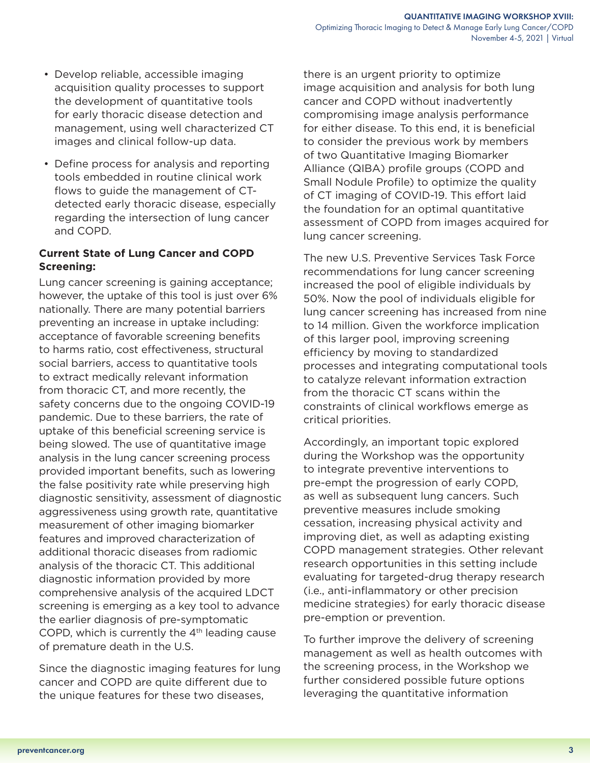- Develop reliable, accessible imaging acquisition quality processes to support the development of quantitative tools for early thoracic disease detection and management, using well characterized CT images and clinical follow-up data.
- Define process for analysis and reporting tools embedded in routine clinical work flows to guide the management of CT-detected early thoracic disease, especially regarding the intersection of lung cancer and COPD.

**Current State of Lung Cancer and COPD Screening:**

Lung cancer screening is gaining acceptance; however, the uptake of this tool is just over 6% nationally. There are many potential barriers preventing an increase in uptake including: acceptance of favorable screening benefits to harms ratio, cost effectiveness, structural social barriers, access to quantitative tools to extract medically relevant information from thoracic CT, and more recently, the safety concerns due to the ongoing COVID-19 pandemic. Due to these barriers, the rate of uptake of this beneficial screening service is being slowed. The use of quantitative image analysis in the lung cancer screening process provided important benefits, such as lowering the false positivity rate while preserving high diagnostic sensitivity, assessment of diagnostic aggressiveness using growth rate, quantitative measurement of other imaging biomarker features and improved characterization of additional thoracic diseases from radiomic analysis of the thoracic CT. This additional diagnostic information provided by more comprehensive analysis of the acquired LDCT screening is emerging as a key tool to advance the earlier diagnosis of pre-symptomatic COPD, which is currently the 4th leading cause of premature death in the U.S.

Since the diagnostic imaging features for lung cancer and COPD are quite different due to the unique features for these two diseases, there is an urgent priority to optimize image acquisition and analysis for both lung cancer and COPD without inadvertently compromising image analysis performance for either disease. To this end, it is beneficial to consider the previous work by members of two Quantitative Imaging Biomarker Alliance (QIBA) profile groups (COPD and Small Nodule Profile) to optimize the quality of CT imaging of COVID-19. This effort laid the foundation for an optimal quantitative assessment of COPD from images acquired for lung cancer screening.

The new U.S. Preventive Services Task Force recommendations for lung cancer screening increased the pool of eligible individuals by 50%. Now the pool of individuals eligible for lung cancer screening has increased from nine to 14 million. Given the workforce implication of this larger pool, improving screening efficiency by moving to standardized processes and integrating computational tools to catalyze relevant information extraction from the thoracic CT scans within the constraints of clinical workflows emerge as critical priorities.

Accordingly, an important topic explored during the Workshop was the opportunity to integrate preventive interventions to pre-empt the progression of early COPD, as well as subsequent lung cancers. Such preventive measures include smoking cessation, increasing physical activity and improving diet, as well as adapting existing COPD management strategies. Other relevant research opportunities in this setting include evaluating for targeted-drug therapy research (i.e., anti-inflammatory or other precision medicine strategies) for early thoracic disease pre-emption or prevention.

To further improve the delivery of screening management as well as health outcomes with the screening process, in the Workshop we further considered possible future options leveraging the quantitative information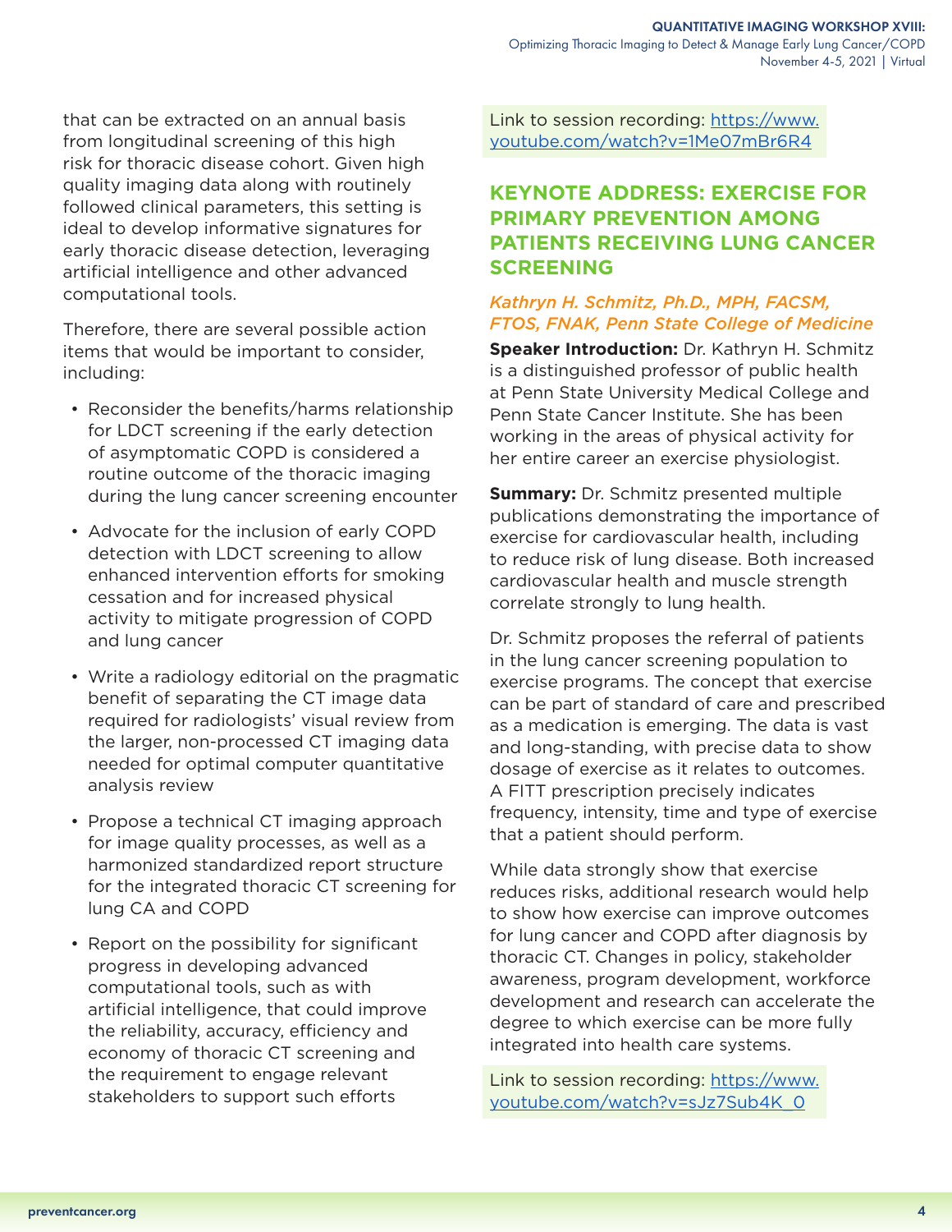that can be extracted on an annual basis from longitudinal screening of this high risk for thoracic disease cohort. Given high quality imaging data along with routinely followed clinical parameters, this setting is ideal to develop informative signatures for early thoracic disease detection, leveraging artificial intelligence and other advanced computational tools.

Therefore, there are several possible action items that would be important to consider, including:

- Reconsider the benefits/harms relationship for LDCT screening if the early detection of asymptomatic COPD is considered a routine outcome of the thoracic imaging during the lung cancer screening encounter
- Advocate for the inclusion of early COPD detection with LDCT screening to allow enhanced intervention efforts for smoking cessation and for increased physical activity to mitigate progression of COPD and lung cancer
- Write a radiology editorial on the pragmatic benefit of separating the CT image data required for radiologists' visual review from the larger, non-processed CT imaging data needed for optimal computer quantitative analysis review
- Propose a technical CT imaging approach for image quality processes, as well as a harmonized standardized report structure for the integrated thoracic CT screening for lung CA and COPD
- Report on the possibility for significant progress in developing advanced computational tools, such as with artificial intelligence, that could improve the reliability, accuracy, efficiency and economy of thoracic CT screening and the requirement to engage relevant stakeholders to support such efforts

Link to session recording: https://www.youtube.com/watch?v=1Me07mBr6R4

## KEYNOTE ADDRESS: EXERCISE FOR PRIMARY PREVENTION AMONG PATIENTS RECEIVING LUNG CANCER SCREENING

*Kathryn H. Schmitz, Ph.D., MPH, FACSM, FTOS, FNAK, Penn State College of Medicine*

**Speaker Introduction:** Dr. Kathryn H. Schmitz is a distinguished professor of public health at Penn State University Medical College and Penn State Cancer Institute. She has been working in the areas of physical activity for her entire career an exercise physiologist.

**Summary:** Dr. Schmitz presented multiple publications demonstrating the importance of exercise for cardiovascular health, including to reduce risk of lung disease. Both increased cardiovascular health and muscle strength correlate strongly to lung health.

Dr. Schmitz proposes the referral of patients in the lung cancer screening population to exercise programs. The concept that exercise can be part of standard of care and prescribed as a medication is emerging. The data is vast and long-standing, with precise data to show dosage of exercise as it relates to outcomes. A FITT prescription precisely indicates frequency, intensity, time and type of exercise that a patient should perform.

While data strongly show that exercise reduces risks, additional research would help to show how exercise can improve outcomes for lung cancer and COPD after diagnosis by thoracic CT. Changes in policy, stakeholder awareness, program development, workforce development and research can accelerate the degree to which exercise can be more fully integrated into health care systems.

Link to session recording: https://www.youtube.com/watch?v=sJz7Sub4K_0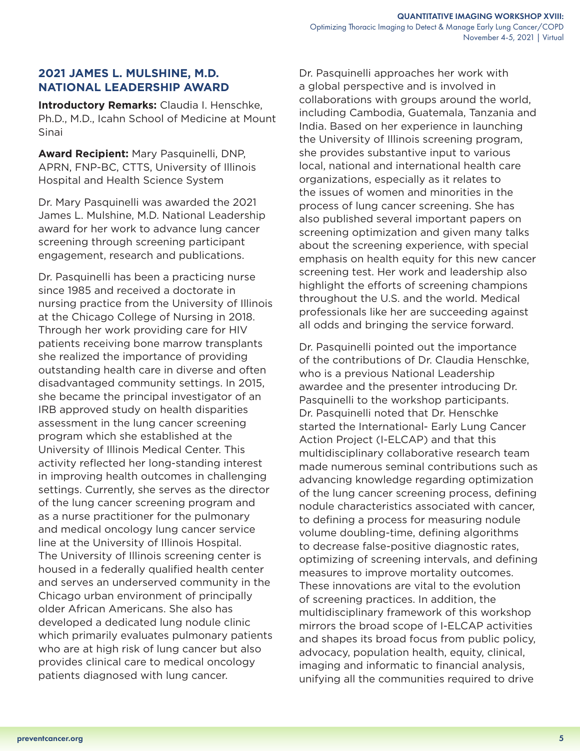## 2021 JAMES L. MULSHINE, M.D. NATIONAL LEADERSHIP AWARD

**Introductory Remarks:** Claudia I. Henschke, Ph.D., M.D., Icahn School of Medicine at Mount Sinai

**Award Recipient:** Mary Pasquinelli, DNP, APRN, FNP-BC, CTTS, University of Illinois Hospital and Health Science System

Dr. Mary Pasquinelli was awarded the 2021 James L. Mulshine, M.D. National Leadership award for her work to advance lung cancer screening through screening participant engagement, research and publications.

Dr. Pasquinelli has been a practicing nurse since 1985 and received a doctorate in nursing practice from the University of Illinois at the Chicago College of Nursing in 2018. Through her work providing care for HIV patients receiving bone marrow transplants she realized the importance of providing outstanding health care in diverse and often disadvantaged community settings. In 2015, she became the principal investigator of an IRB approved study on health disparities assessment in the lung cancer screening program which she established at the University of Illinois Medical Center. This activity reflected her long-standing interest in improving health outcomes in challenging settings. Currently, she serves as the director of the lung cancer screening program and as a nurse practitioner for the pulmonary and medical oncology lung cancer service line at the University of Illinois Hospital. The University of Illinois screening center is housed in a federally qualified health center and serves an underserved community in the Chicago urban environment of principally older African Americans. She also has developed a dedicated lung nodule clinic which primarily evaluates pulmonary patients who are at high risk of lung cancer but also provides clinical care to medical oncology patients diagnosed with lung cancer.

Dr. Pasquinelli approaches her work with a global perspective and is involved in collaborations with groups around the world, including Cambodia, Guatemala, Tanzania and India. Based on her experience in launching the University of Illinois screening program, she provides substantive input to various local, national and international health care organizations, especially as it relates to the issues of women and minorities in the process of lung cancer screening. She has also published several important papers on screening optimization and given many talks about the screening experience, with special emphasis on health equity for this new cancer screening test. Her work and leadership also highlight the efforts of screening champions throughout the U.S. and the world. Medical professionals like her are succeeding against all odds and bringing the service forward.

Dr. Pasquinelli pointed out the importance of the contributions of Dr. Claudia Henschke, who is a previous National Leadership awardee and the presenter introducing Dr. Pasquinelli to the workshop participants. Dr. Pasquinelli noted that Dr. Henschke started the International- Early Lung Cancer Action Project (I-ELCAP) and that this multidisciplinary collaborative research team made numerous seminal contributions such as advancing knowledge regarding optimization of the lung cancer screening process, defining nodule characteristics associated with cancer, to defining a process for measuring nodule volume doubling-time, defining algorithms to decrease false-positive diagnostic rates, optimizing of screening intervals, and defining measures to improve mortality outcomes. These innovations are vital to the evolution of screening practices. In addition, the multidisciplinary framework of this workshop mirrors the broad scope of I-ELCAP activities and shapes its broad focus from public policy, advocacy, population health, equity, clinical, imaging and informatic to financial analysis, unifying all the communities required to drive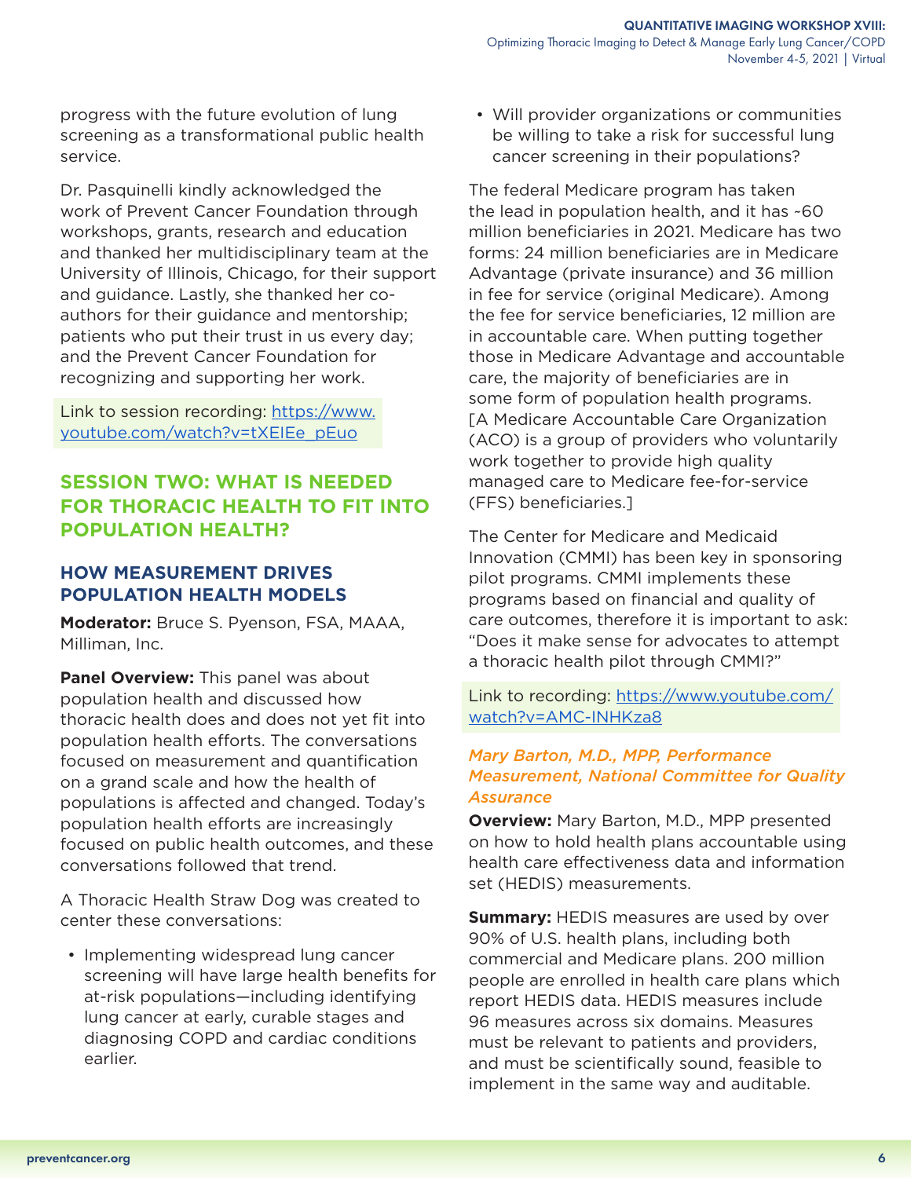progress with the future evolution of lung screening as a transformational public health service.

Dr. Pasquinelli kindly acknowledged the work of Prevent Cancer Foundation through workshops, grants, research and education and thanked her multidisciplinary team at the University of Illinois, Chicago, for their support and guidance. Lastly, she thanked her co-authors for their guidance and mentorship; patients who put their trust in us every day; and the Prevent Cancer Foundation for recognizing and supporting her work.

Link to session recording: https://www.youtube.com/watch?v=tXEIEe_pEuo

## SESSION TWO: WHAT IS NEEDED FOR THORACIC HEALTH TO FIT INTO POPULATION HEALTH?

### HOW MEASUREMENT DRIVES POPULATION HEALTH MODELS

**Moderator:** Bruce S. Pyenson, FSA, MAAA, Milliman, Inc.

**Panel Overview:** This panel was about population health and discussed how thoracic health does and does not yet fit into population health efforts. The conversations focused on measurement and quantification on a grand scale and how the health of populations is affected and changed. Today's population health efforts are increasingly focused on public health outcomes, and these conversations followed that trend.

A Thoracic Health Straw Dog was created to center these conversations:

- Implementing widespread lung cancer screening will have large health benefits for at-risk populations—including identifying lung cancer at early, curable stages and diagnosing COPD and cardiac conditions earlier.
- Will provider organizations or communities be willing to take a risk for successful lung cancer screening in their populations?

The federal Medicare program has taken the lead in population health, and it has ~60 million beneficiaries in 2021. Medicare has two forms: 24 million beneficiaries are in Medicare Advantage (private insurance) and 36 million in fee for service (original Medicare). Among the fee for service beneficiaries, 12 million are in accountable care. When putting together those in Medicare Advantage and accountable care, the majority of beneficiaries are in some form of population health programs. [A Medicare Accountable Care Organization (ACO) is a group of providers who voluntarily work together to provide high quality managed care to Medicare fee-for-service (FFS) beneficiaries.]

The Center for Medicare and Medicaid Innovation (CMMI) has been key in sponsoring pilot programs. CMMI implements these programs based on financial and quality of care outcomes, therefore it is important to ask: "Does it make sense for advocates to attempt a thoracic health pilot through CMMI?"

Link to recording: https://www.youtube.com/watch?v=AMC-INHKza8

#### *Mary Barton, M.D., MPP, Performance Measurement, National Committee for Quality Assurance*

**Overview:** Mary Barton, M.D., MPP presented on how to hold health plans accountable using health care effectiveness data and information set (HEDIS) measurements.

**Summary:** HEDIS measures are used by over 90% of U.S. health plans, including both commercial and Medicare plans. 200 million people are enrolled in health care plans which report HEDIS data. HEDIS measures include 96 measures across six domains. Measures must be relevant to patients and providers, and must be scientifically sound, feasible to implement in the same way and auditable.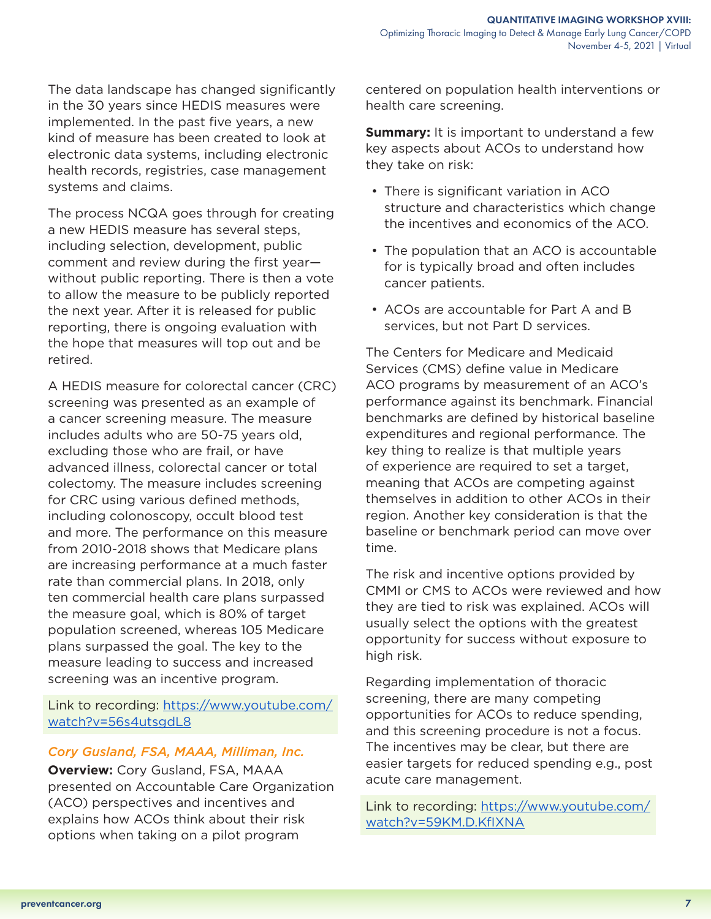The data landscape has changed significantly in the 30 years since HEDIS measures were implemented. In the past five years, a new kind of measure has been created to look at electronic data systems, including electronic health records, registries, case management systems and claims.

The process NCQA goes through for creating a new HEDIS measure has several steps, including selection, development, public comment and review during the first year—without public reporting. There is then a vote to allow the measure to be publicly reported the next year. After it is released for public reporting, there is ongoing evaluation with the hope that measures will top out and be retired.

A HEDIS measure for colorectal cancer (CRC) screening was presented as an example of a cancer screening measure. The measure includes adults who are 50-75 years old, excluding those who are frail, or have advanced illness, colorectal cancer or total colectomy. The measure includes screening for CRC using various defined methods, including colonoscopy, occult blood test and more. The performance on this measure from 2010-2018 shows that Medicare plans are increasing performance at a much faster rate than commercial plans. In 2018, only ten commercial health care plans surpassed the measure goal, which is 80% of target population screened, whereas 105 Medicare plans surpassed the goal. The key to the measure leading to success and increased screening was an incentive program.

Link to recording: https://www.youtube.com/watch?v=56s4utsgdL8

### *Cory Gusland, FSA, MAAA, Milliman, Inc.*

**Overview:** Cory Gusland, FSA, MAAA presented on Accountable Care Organization (ACO) perspectives and incentives and explains how ACOs think about their risk options when taking on a pilot program centered on population health interventions or health care screening.

**Summary:** It is important to understand a few key aspects about ACOs to understand how they take on risk:

- There is significant variation in ACO structure and characteristics which change the incentives and economics of the ACO.
- The population that an ACO is accountable for is typically broad and often includes cancer patients.
- ACOs are accountable for Part A and B services, but not Part D services.

The Centers for Medicare and Medicaid Services (CMS) define value in Medicare ACO programs by measurement of an ACO's performance against its benchmark. Financial benchmarks are defined by historical baseline expenditures and regional performance. The key thing to realize is that multiple years of experience are required to set a target, meaning that ACOs are competing against themselves in addition to other ACOs in their region. Another key consideration is that the baseline or benchmark period can move over time.

The risk and incentive options provided by CMMI or CMS to ACOs were reviewed and how they are tied to risk was explained. ACOs will usually select the options with the greatest opportunity for success without exposure to high risk.

Regarding implementation of thoracic screening, there are many competing opportunities for ACOs to reduce spending, and this screening procedure is not a focus. The incentives may be clear, but there are easier targets for reduced spending e.g., post acute care management.

Link to recording: https://www.youtube.com/watch?v=59KM.D.KfIXNA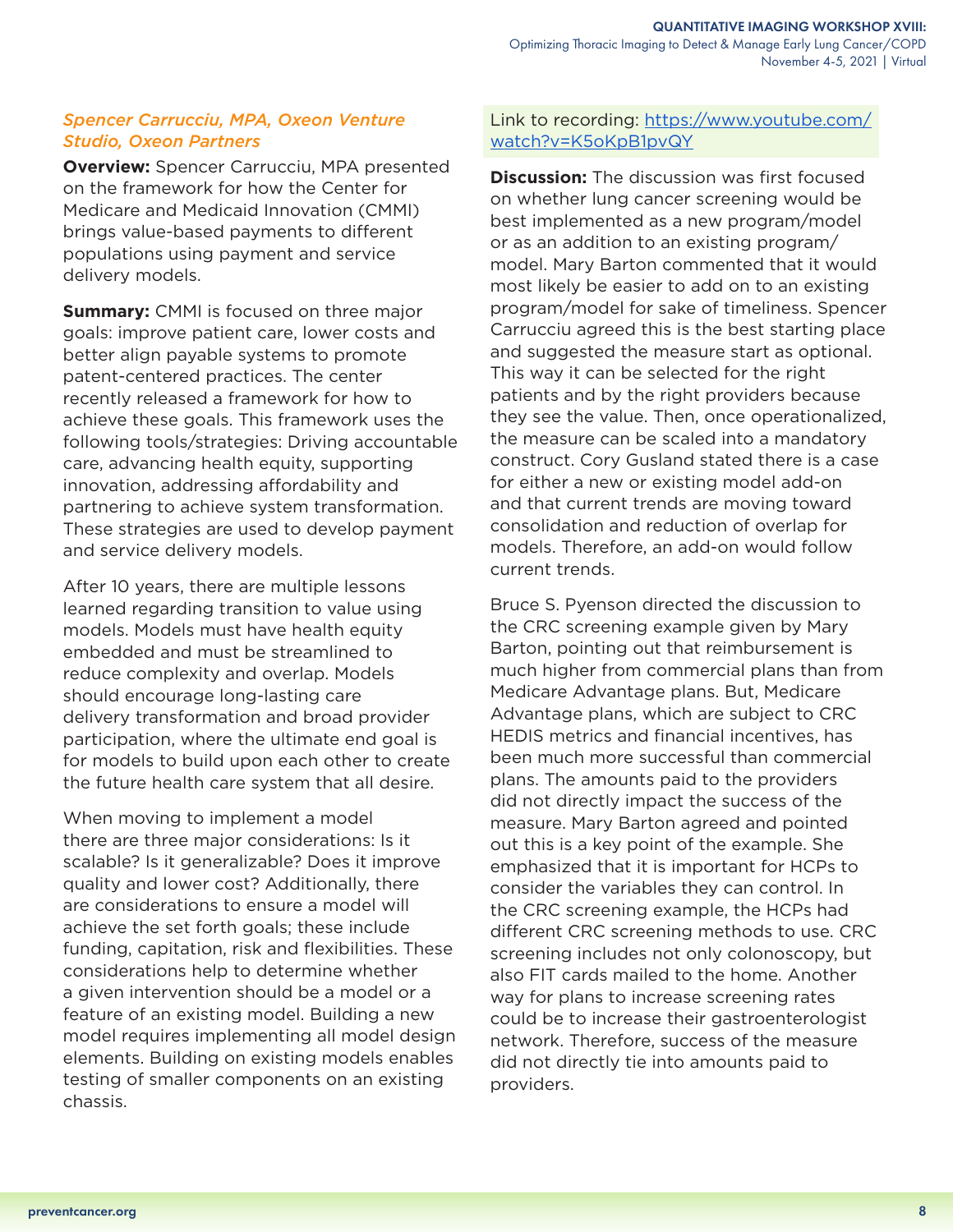### *Spencer Carrucciu, MPA, Oxeon Venture Studio, Oxeon Partners*

**Overview:** Spencer Carrucciu, MPA presented on the framework for how the Center for Medicare and Medicaid Innovation (CMMI) brings value-based payments to different populations using payment and service delivery models.

**Summary:** CMMI is focused on three major goals: improve patient care, lower costs and better align payable systems to promote patent-centered practices. The center recently released a framework for how to achieve these goals. This framework uses the following tools/strategies: Driving accountable care, advancing health equity, supporting innovation, addressing affordability and partnering to achieve system transformation. These strategies are used to develop payment and service delivery models.

After 10 years, there are multiple lessons learned regarding transition to value using models. Models must have health equity embedded and must be streamlined to reduce complexity and overlap. Models should encourage long-lasting care delivery transformation and broad provider participation, where the ultimate end goal is for models to build upon each other to create the future health care system that all desire.

When moving to implement a model there are three major considerations: Is it scalable? Is it generalizable? Does it improve quality and lower cost? Additionally, there are considerations to ensure a model will achieve the set forth goals; these include funding, capitation, risk and flexibilities. These considerations help to determine whether a given intervention should be a model or a feature of an existing model. Building a new model requires implementing all model design elements. Building on existing models enables testing of smaller components on an existing chassis.

Link to recording: https://www.youtube.com/watch?v=K5oKpB1pvQY

**Discussion:** The discussion was first focused on whether lung cancer screening would be best implemented as a new program/model or as an addition to an existing program/model. Mary Barton commented that it would most likely be easier to add on to an existing program/model for sake of timeliness. Spencer Carrucciu agreed this is the best starting place and suggested the measure start as optional. This way it can be selected for the right patients and by the right providers because they see the value. Then, once operationalized, the measure can be scaled into a mandatory construct. Cory Gusland stated there is a case for either a new or existing model add-on and that current trends are moving toward consolidation and reduction of overlap for models. Therefore, an add-on would follow current trends.

Bruce S. Pyenson directed the discussion to the CRC screening example given by Mary Barton, pointing out that reimbursement is much higher from commercial plans than from Medicare Advantage plans. But, Medicare Advantage plans, which are subject to CRC HEDIS metrics and financial incentives, has been much more successful than commercial plans. The amounts paid to the providers did not directly impact the success of the measure. Mary Barton agreed and pointed out this is a key point of the example. She emphasized that it is important for HCPs to consider the variables they can control. In the CRC screening example, the HCPs had different CRC screening methods to use. CRC screening includes not only colonoscopy, but also FIT cards mailed to the home. Another way for plans to increase screening rates could be to increase their gastroenterologist network. Therefore, success of the measure did not directly tie into amounts paid to providers.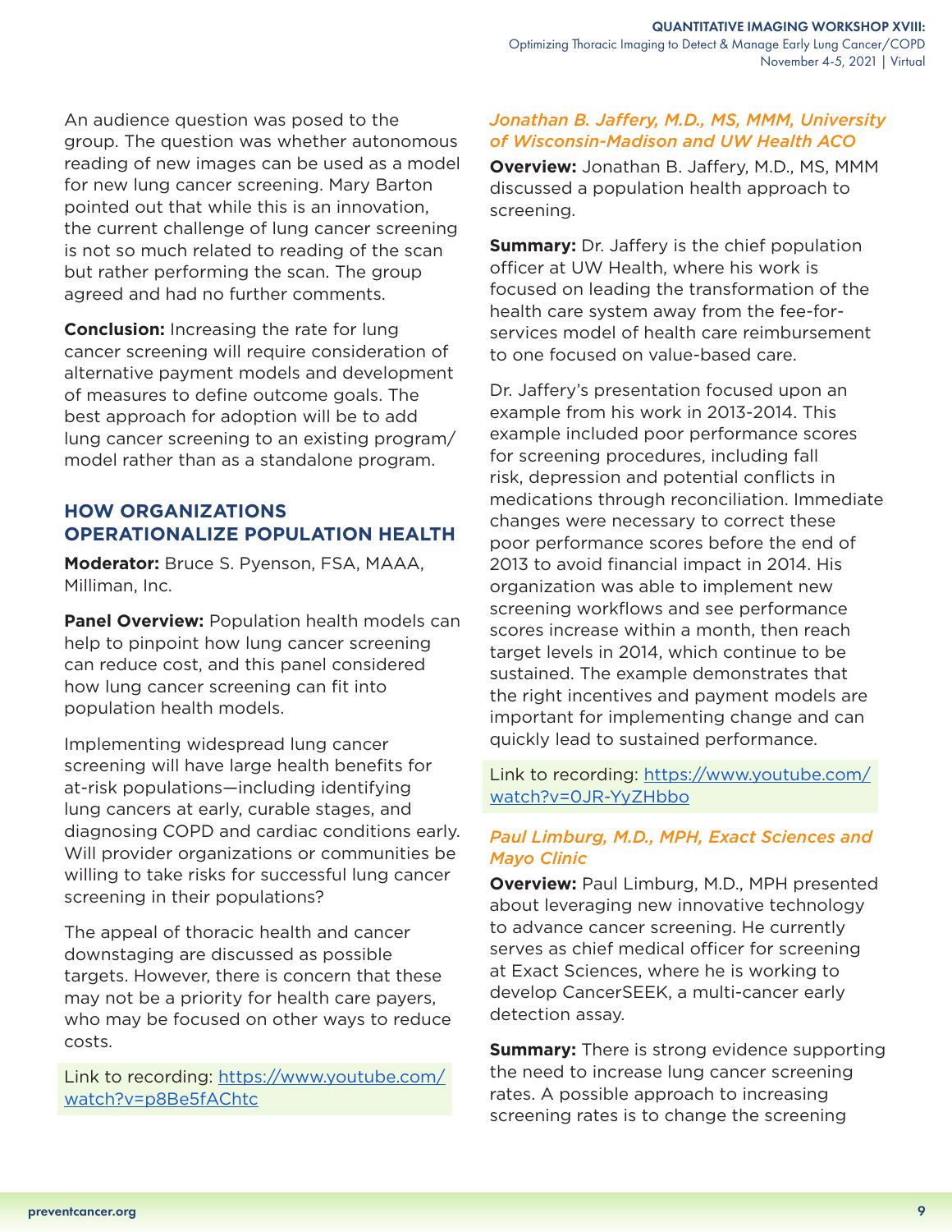An audience question was posed to the group. The question was whether autonomous reading of new images can be used as a model for new lung cancer screening. Mary Barton pointed out that while this is an innovation, the current challenge of lung cancer screening is not so much related to reading of the scan but rather performing the scan. The group agreed and had no further comments.

**Conclusion:** Increasing the rate for lung cancer screening will require consideration of alternative payment models and development of measures to define outcome goals. The best approach for adoption will be to add lung cancer screening to an existing program/model rather than as a standalone program.

## HOW ORGANIZATIONS OPERATIONALIZE POPULATION HEALTH

**Moderator:** Bruce S. Pyenson, FSA, MAAA, Milliman, Inc.

**Panel Overview:** Population health models can help to pinpoint how lung cancer screening can reduce cost, and this panel considered how lung cancer screening can fit into population health models.

Implementing widespread lung cancer screening will have large health benefits for at-risk populations—including identifying lung cancers at early, curable stages, and diagnosing COPD and cardiac conditions early. Will provider organizations or communities be willing to take risks for successful lung cancer screening in their populations?

The appeal of thoracic health and cancer downstaging are discussed as possible targets. However, there is concern that these may not be a priority for health care payers, who may be focused on other ways to reduce costs.

Link to recording: https://www.youtube.com/watch?v=p8Be5fAChtc

### *Jonathan B. Jaffery, M.D., MS, MMM, University of Wisconsin-Madison and UW Health ACO*

**Overview:** Jonathan B. Jaffery, M.D., MS, MMM discussed a population health approach to screening.

**Summary:** Dr. Jaffery is the chief population officer at UW Health, where his work is focused on leading the transformation of the health care system away from the fee-for-services model of health care reimbursement to one focused on value-based care.

Dr. Jaffery's presentation focused upon an example from his work in 2013-2014. This example included poor performance scores for screening procedures, including fall risk, depression and potential conflicts in medications through reconciliation. Immediate changes were necessary to correct these poor performance scores before the end of 2013 to avoid financial impact in 2014. His organization was able to implement new screening workflows and see performance scores increase within a month, then reach target levels in 2014, which continue to be sustained. The example demonstrates that the right incentives and payment models are important for implementing change and can quickly lead to sustained performance.

Link to recording: https://www.youtube.com/watch?v=0JR-YyZHbbo

### *Paul Limburg, M.D., MPH, Exact Sciences and Mayo Clinic*

**Overview:** Paul Limburg, M.D., MPH presented about leveraging new innovative technology to advance cancer screening. He currently serves as chief medical officer for screening at Exact Sciences, where he is working to develop CancerSEEK, a multi-cancer early detection assay.

**Summary:** There is strong evidence supporting the need to increase lung cancer screening rates. A possible approach to increasing screening rates is to change the screening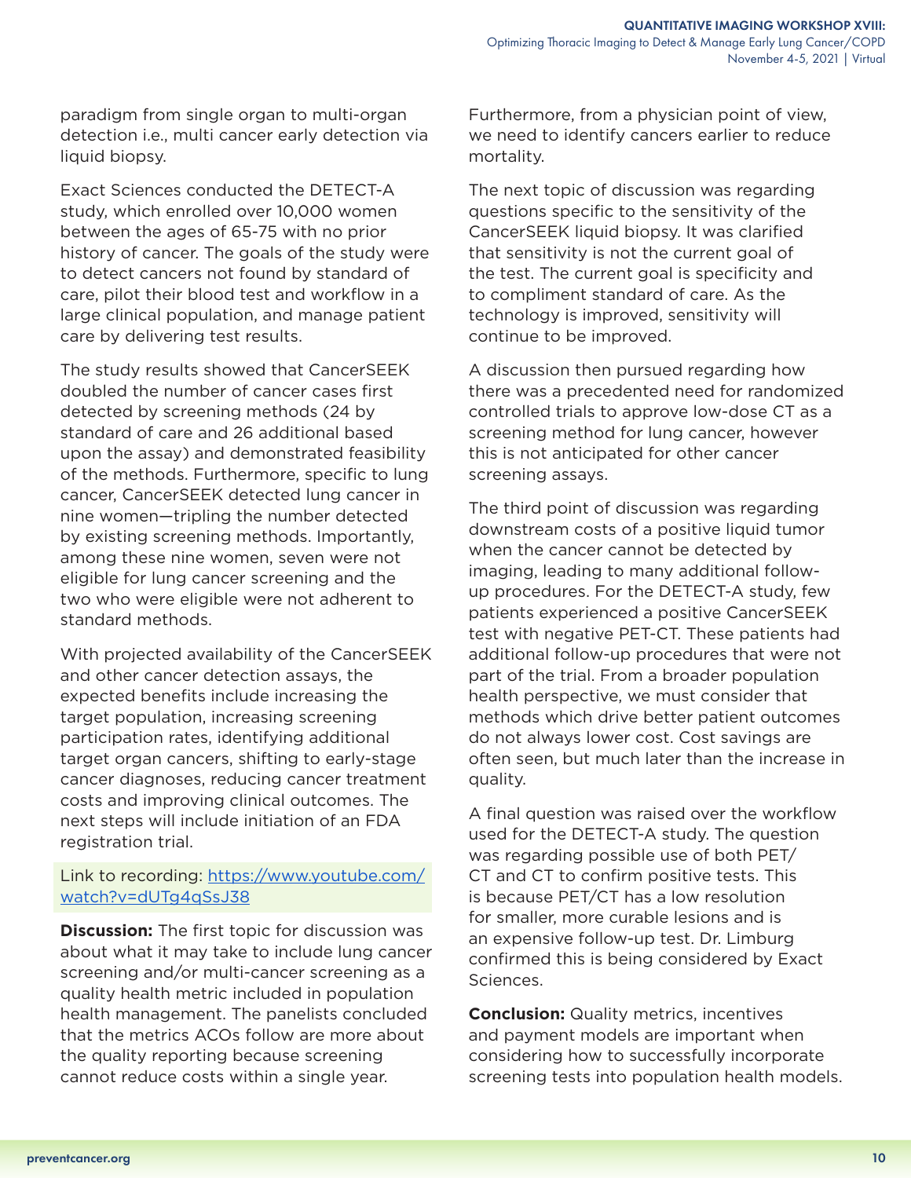paradigm from single organ to multi-organ detection i.e., multi cancer early detection via liquid biopsy.

Exact Sciences conducted the DETECT-A study, which enrolled over 10,000 women between the ages of 65-75 with no prior history of cancer. The goals of the study were to detect cancers not found by standard of care, pilot their blood test and workflow in a large clinical population, and manage patient care by delivering test results.

The study results showed that CancerSEEK doubled the number of cancer cases first detected by screening methods (24 by standard of care and 26 additional based upon the assay) and demonstrated feasibility of the methods. Furthermore, specific to lung cancer, CancerSEEK detected lung cancer in nine women—tripling the number detected by existing screening methods. Importantly, among these nine women, seven were not eligible for lung cancer screening and the two who were eligible were not adherent to standard methods.

With projected availability of the CancerSEEK and other cancer detection assays, the expected benefits include increasing the target population, increasing screening participation rates, identifying additional target organ cancers, shifting to early-stage cancer diagnoses, reducing cancer treatment costs and improving clinical outcomes. The next steps will include initiation of an FDA registration trial.

Link to recording: https://www.youtube.com/watch?v=dUTg4qSsJ38

**Discussion:** The first topic for discussion was about what it may take to include lung cancer screening and/or multi-cancer screening as a quality health metric included in population health management. The panelists concluded that the metrics ACOs follow are more about the quality reporting because screening cannot reduce costs within a single year.

Furthermore, from a physician point of view, we need to identify cancers earlier to reduce mortality.

The next topic of discussion was regarding questions specific to the sensitivity of the CancerSEEK liquid biopsy. It was clarified that sensitivity is not the current goal of the test. The current goal is specificity and to compliment standard of care. As the technology is improved, sensitivity will continue to be improved.

A discussion then pursued regarding how there was a precedented need for randomized controlled trials to approve low-dose CT as a screening method for lung cancer, however this is not anticipated for other cancer screening assays.

The third point of discussion was regarding downstream costs of a positive liquid tumor when the cancer cannot be detected by imaging, leading to many additional follow-up procedures. For the DETECT-A study, few patients experienced a positive CancerSEEK test with negative PET-CT. These patients had additional follow-up procedures that were not part of the trial. From a broader population health perspective, we must consider that methods which drive better patient outcomes do not always lower cost. Cost savings are often seen, but much later than the increase in quality.

A final question was raised over the workflow used for the DETECT-A study. The question was regarding possible use of both PET/CT and CT to confirm positive tests. This is because PET/CT has a low resolution for smaller, more curable lesions and is an expensive follow-up test. Dr. Limburg confirmed this is being considered by Exact Sciences.

**Conclusion:** Quality metrics, incentives and payment models are important when considering how to successfully incorporate screening tests into population health models.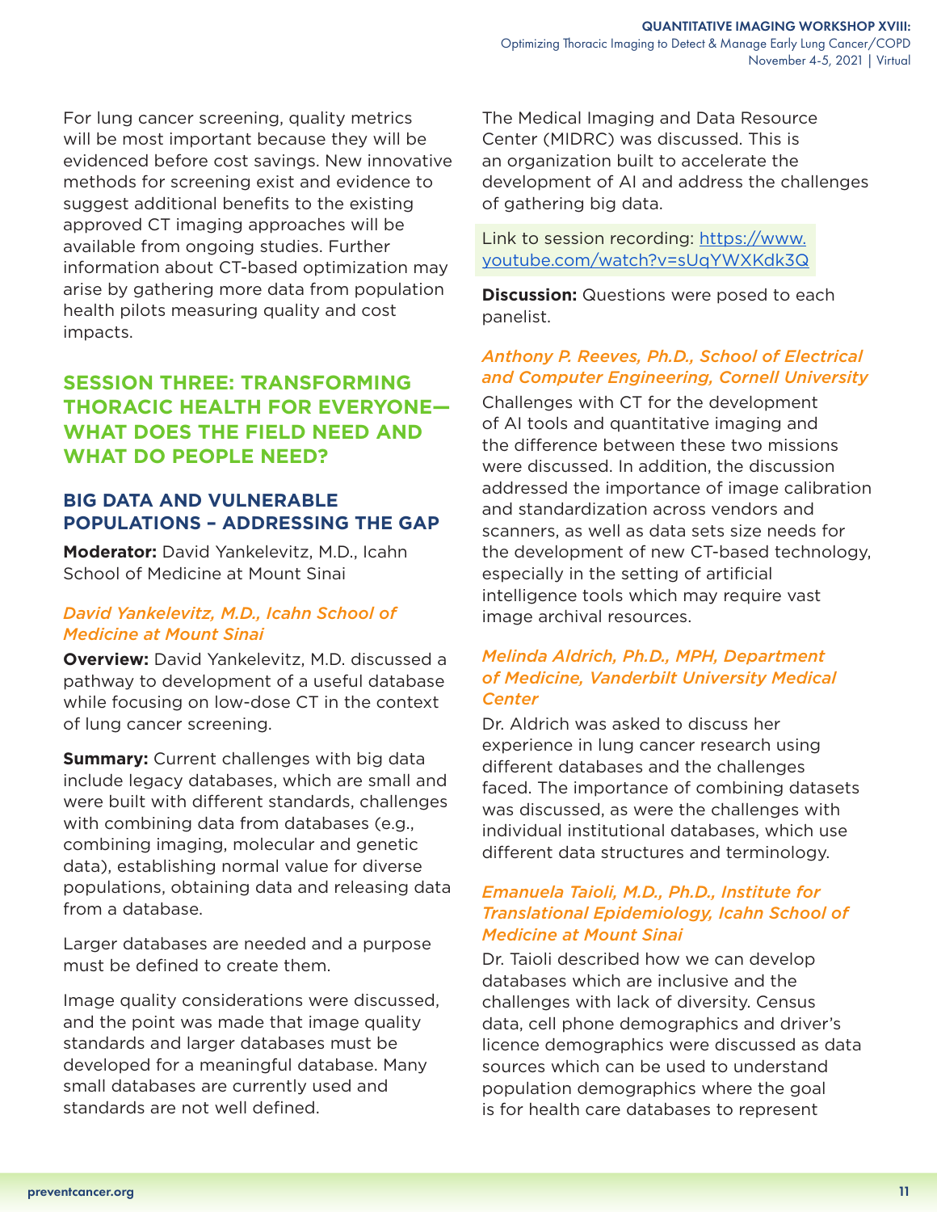For lung cancer screening, quality metrics will be most important because they will be evidenced before cost savings. New innovative methods for screening exist and evidence to suggest additional benefits to the existing approved CT imaging approaches will be available from ongoing studies. Further information about CT-based optimization may arise by gathering more data from population health pilots measuring quality and cost impacts.

## SESSION THREE: TRANSFORMING THORACIC HEALTH FOR EVERYONE—WHAT DOES THE FIELD NEED AND WHAT DO PEOPLE NEED?

### BIG DATA AND VULNERABLE POPULATIONS – ADDRESSING THE GAP

**Moderator:** David Yankelevitz, M.D., Icahn School of Medicine at Mount Sinai

#### *David Yankelevitz, M.D., Icahn School of Medicine at Mount Sinai*

**Overview:** David Yankelevitz, M.D. discussed a pathway to development of a useful database while focusing on low-dose CT in the context of lung cancer screening.

**Summary:** Current challenges with big data include legacy databases, which are small and were built with different standards, challenges with combining data from databases (e.g., combining imaging, molecular and genetic data), establishing normal value for diverse populations, obtaining data and releasing data from a database.

Larger databases are needed and a purpose must be defined to create them.

Image quality considerations were discussed, and the point was made that image quality standards and larger databases must be developed for a meaningful database. Many small databases are currently used and standards are not well defined.

The Medical Imaging and Data Resource Center (MIDRC) was discussed. This is an organization built to accelerate the development of AI and address the challenges of gathering big data.

Link to session recording: [https://www.youtube.com/watch?v=sUqYWXKdk3Q](https://www.youtube.com/watch?v=sUqYWXKdk3Q)

**Discussion:** Questions were posed to each panelist.

#### *Anthony P. Reeves, Ph.D., School of Electrical and Computer Engineering, Cornell University*

Challenges with CT for the development of AI tools and quantitative imaging and the difference between these two missions were discussed. In addition, the discussion addressed the importance of image calibration and standardization across vendors and scanners, as well as data sets size needs for the development of new CT-based technology, especially in the setting of artificial intelligence tools which may require vast image archival resources.

#### *Melinda Aldrich, Ph.D., MPH, Department of Medicine, Vanderbilt University Medical Center*

Dr. Aldrich was asked to discuss her experience in lung cancer research using different databases and the challenges faced. The importance of combining datasets was discussed, as were the challenges with individual institutional databases, which use different data structures and terminology.

#### *Emanuela Taioli, M.D., Ph.D., Institute for Translational Epidemiology, Icahn School of Medicine at Mount Sinai*

Dr. Taioli described how we can develop databases which are inclusive and the challenges with lack of diversity. Census data, cell phone demographics and driver's licence demographics were discussed as data sources which can be used to understand population demographics where the goal is for health care databases to represent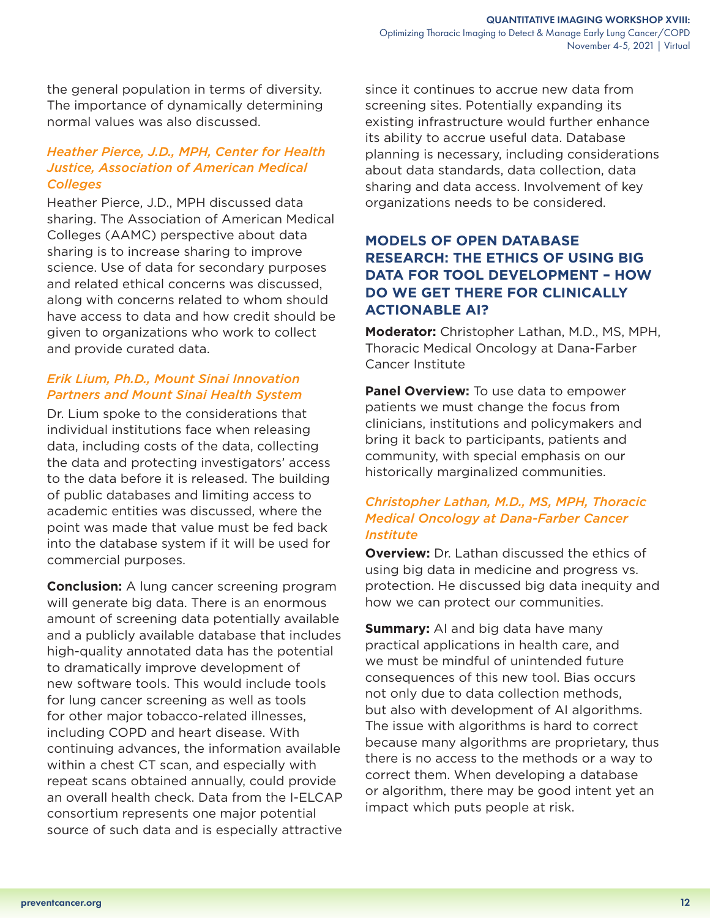the general population in terms of diversity. The importance of dynamically determining normal values was also discussed.

### *Heather Pierce, J.D., MPH, Center for Health Justice, Association of American Medical Colleges*

Heather Pierce, J.D., MPH discussed data sharing. The Association of American Medical Colleges (AAMC) perspective about data sharing is to increase sharing to improve science. Use of data for secondary purposes and related ethical concerns was discussed, along with concerns related to whom should have access to data and how credit should be given to organizations who work to collect and provide curated data.

### *Erik Lium, Ph.D., Mount Sinai Innovation Partners and Mount Sinai Health System*

Dr. Lium spoke to the considerations that individual institutions face when releasing data, including costs of the data, collecting the data and protecting investigators' access to the data before it is released. The building of public databases and limiting access to academic entities was discussed, where the point was made that value must be fed back into the database system if it will be used for commercial purposes.

**Conclusion:** A lung cancer screening program will generate big data. There is an enormous amount of screening data potentially available and a publicly available database that includes high-quality annotated data has the potential to dramatically improve development of new software tools. This would include tools for lung cancer screening as well as tools for other major tobacco-related illnesses, including COPD and heart disease. With continuing advances, the information available within a chest CT scan, and especially with repeat scans obtained annually, could provide an overall health check. Data from the I-ELCAP consortium represents one major potential source of such data and is especially attractive since it continues to accrue new data from screening sites. Potentially expanding its existing infrastructure would further enhance its ability to accrue useful data. Database planning is necessary, including considerations about data standards, data collection, data sharing and data access. Involvement of key organizations needs to be considered.

## MODELS OF OPEN DATABASE RESEARCH: THE ETHICS OF USING BIG DATA FOR TOOL DEVELOPMENT – HOW DO WE GET THERE FOR CLINICALLY ACTIONABLE AI?

**Moderator:** Christopher Lathan, M.D., MS, MPH, Thoracic Medical Oncology at Dana-Farber Cancer Institute

**Panel Overview:** To use data to empower patients we must change the focus from clinicians, institutions and policymakers and bring it back to participants, patients and community, with special emphasis on our historically marginalized communities.

### *Christopher Lathan, M.D., MS, MPH, Thoracic Medical Oncology at Dana-Farber Cancer Institute*

**Overview:** Dr. Lathan discussed the ethics of using big data in medicine and progress vs. protection. He discussed big data inequity and how we can protect our communities.

**Summary:** AI and big data have many practical applications in health care, and we must be mindful of unintended future consequences of this new tool. Bias occurs not only due to data collection methods, but also with development of AI algorithms. The issue with algorithms is hard to correct because many algorithms are proprietary, thus there is no access to the methods or a way to correct them. When developing a database or algorithm, there may be good intent yet an impact which puts people at risk.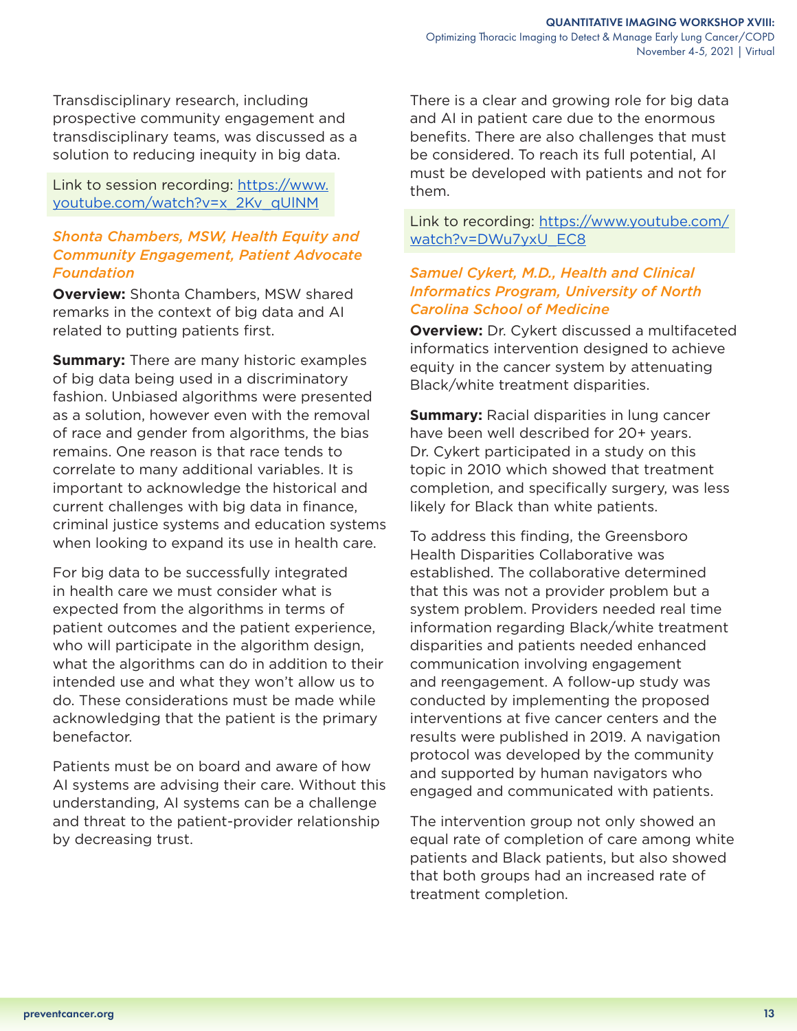Transdisciplinary research, including prospective community engagement and transdisciplinary teams, was discussed as a solution to reducing inequity in big data.

Link to session recording: [https://www.youtube.com/watch?v=x_2Kv_qUlNM](https://www.youtube.com/watch?v=x_2Kv_qUlNM)

### *Shonta Chambers, MSW, Health Equity and Community Engagement, Patient Advocate Foundation*

**Overview:** Shonta Chambers, MSW shared remarks in the context of big data and AI related to putting patients first.

**Summary:** There are many historic examples of big data being used in a discriminatory fashion. Unbiased algorithms were presented as a solution, however even with the removal of race and gender from algorithms, the bias remains. One reason is that race tends to correlate to many additional variables. It is important to acknowledge the historical and current challenges with big data in finance, criminal justice systems and education systems when looking to expand its use in health care.

For big data to be successfully integrated in health care we must consider what is expected from the algorithms in terms of patient outcomes and the patient experience, who will participate in the algorithm design, what the algorithms can do in addition to their intended use and what they won't allow us to do. These considerations must be made while acknowledging that the patient is the primary benefactor.

Patients must be on board and aware of how AI systems are advising their care. Without this understanding, AI systems can be a challenge and threat to the patient-provider relationship by decreasing trust.

There is a clear and growing role for big data and AI in patient care due to the enormous benefits. There are also challenges that must be considered. To reach its full potential, AI must be developed with patients and not for them.

Link to recording: [https://www.youtube.com/watch?v=DWu7yxU_EC8](https://www.youtube.com/watch?v=DWu7yxU_EC8)

### *Samuel Cykert, M.D., Health and Clinical Informatics Program, University of North Carolina School of Medicine*

**Overview:** Dr. Cykert discussed a multifaceted informatics intervention designed to achieve equity in the cancer system by attenuating Black/white treatment disparities.

**Summary:** Racial disparities in lung cancer have been well described for 20+ years. Dr. Cykert participated in a study on this topic in 2010 which showed that treatment completion, and specifically surgery, was less likely for Black than white patients.

To address this finding, the Greensboro Health Disparities Collaborative was established. The collaborative determined that this was not a provider problem but a system problem. Providers needed real time information regarding Black/white treatment disparities and patients needed enhanced communication involving engagement and reengagement. A follow-up study was conducted by implementing the proposed interventions at five cancer centers and the results were published in 2019. A navigation protocol was developed by the community and supported by human navigators who engaged and communicated with patients.

The intervention group not only showed an equal rate of completion of care among white patients and Black patients, but also showed that both groups had an increased rate of treatment completion.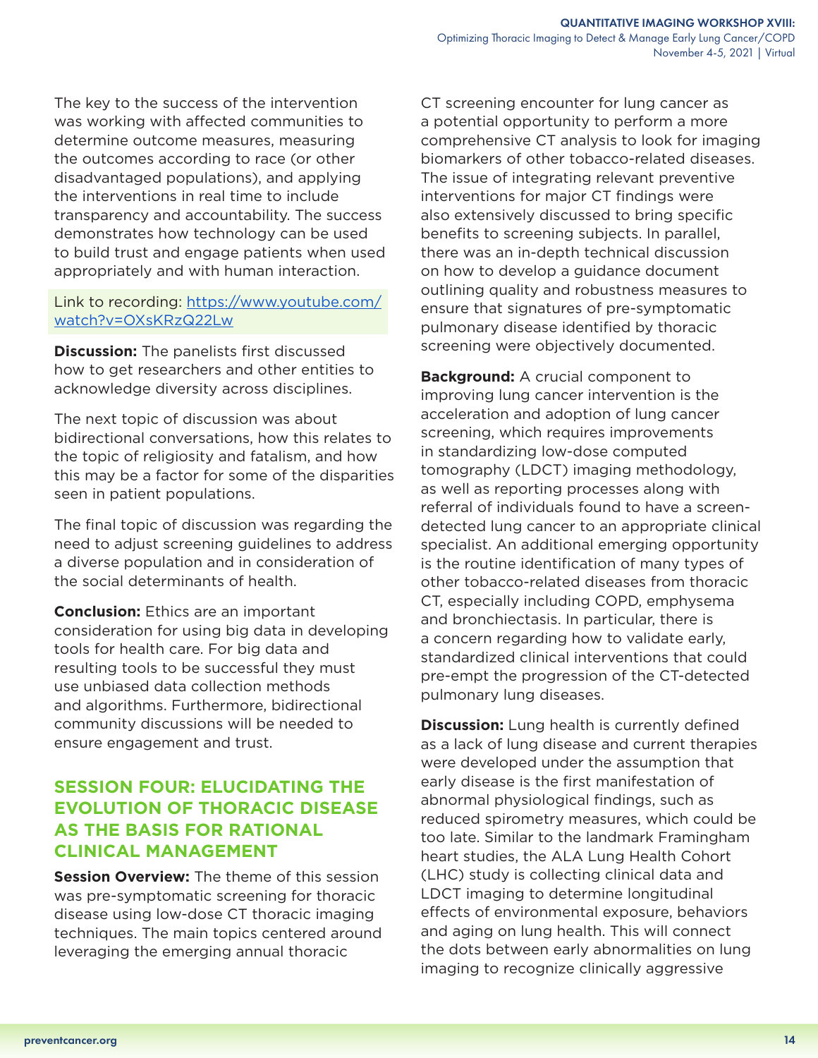The key to the success of the intervention was working with affected communities to determine outcome measures, measuring the outcomes according to race (or other disadvantaged populations), and applying the interventions in real time to include transparency and accountability. The success demonstrates how technology can be used to build trust and engage patients when used appropriately and with human interaction.

Link to recording: https://www.youtube.com/watch?v=OXsKRzQ22Lw

**Discussion:** The panelists first discussed how to get researchers and other entities to acknowledge diversity across disciplines.

The next topic of discussion was about bidirectional conversations, how this relates to the topic of religiosity and fatalism, and how this may be a factor for some of the disparities seen in patient populations.

The final topic of discussion was regarding the need to adjust screening guidelines to address a diverse population and in consideration of the social determinants of health.

**Conclusion:** Ethics are an important consideration for using big data in developing tools for health care. For big data and resulting tools to be successful they must use unbiased data collection methods and algorithms. Furthermore, bidirectional community discussions will be needed to ensure engagement and trust.

## SESSION FOUR: ELUCIDATING THE EVOLUTION OF THORACIC DISEASE AS THE BASIS FOR RATIONAL CLINICAL MANAGEMENT

**Session Overview:** The theme of this session was pre-symptomatic screening for thoracic disease using low-dose CT thoracic imaging techniques. The main topics centered around leveraging the emerging annual thoracic CT screening encounter for lung cancer as a potential opportunity to perform a more comprehensive CT analysis to look for imaging biomarkers of other tobacco-related diseases. The issue of integrating relevant preventive interventions for major CT findings were also extensively discussed to bring specific benefits to screening subjects. In parallel, there was an in-depth technical discussion on how to develop a guidance document outlining quality and robustness measures to ensure that signatures of pre-symptomatic pulmonary disease identified by thoracic screening were objectively documented.

**Background:** A crucial component to improving lung cancer intervention is the acceleration and adoption of lung cancer screening, which requires improvements in standardizing low-dose computed tomography (LDCT) imaging methodology, as well as reporting processes along with referral of individuals found to have a screen-detected lung cancer to an appropriate clinical specialist. An additional emerging opportunity is the routine identification of many types of other tobacco-related diseases from thoracic CT, especially including COPD, emphysema and bronchiectasis. In particular, there is a concern regarding how to validate early, standardized clinical interventions that could pre-empt the progression of the CT-detected pulmonary lung diseases.

**Discussion:** Lung health is currently defined as a lack of lung disease and current therapies were developed under the assumption that early disease is the first manifestation of abnormal physiological findings, such as reduced spirometry measures, which could be too late. Similar to the landmark Framingham heart studies, the ALA Lung Health Cohort (LHC) study is collecting clinical data and LDCT imaging to determine longitudinal effects of environmental exposure, behaviors and aging on lung health. This will connect the dots between early abnormalities on lung imaging to recognize clinically aggressive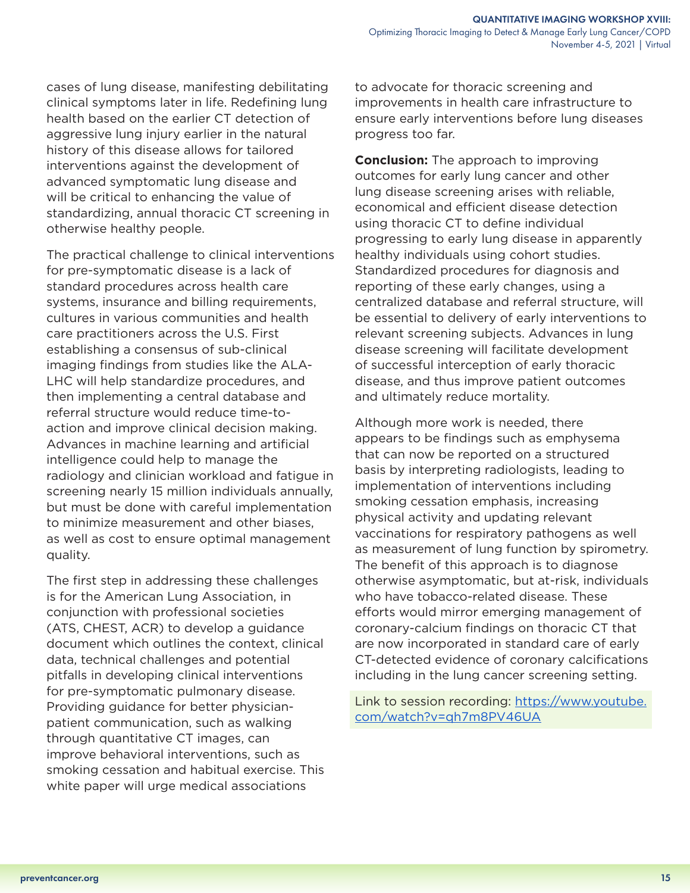cases of lung disease, manifesting debilitating clinical symptoms later in life. Redefining lung health based on the earlier CT detection of aggressive lung injury earlier in the natural history of this disease allows for tailored interventions against the development of advanced symptomatic lung disease and will be critical to enhancing the value of standardizing, annual thoracic CT screening in otherwise healthy people.

The practical challenge to clinical interventions for pre-symptomatic disease is a lack of standard procedures across health care systems, insurance and billing requirements, cultures in various communities and health care practitioners across the U.S. First establishing a consensus of sub-clinical imaging findings from studies like the ALA-LHC will help standardize procedures, and then implementing a central database and referral structure would reduce time-to-action and improve clinical decision making. Advances in machine learning and artificial intelligence could help to manage the radiology and clinician workload and fatigue in screening nearly 15 million individuals annually, but must be done with careful implementation to minimize measurement and other biases, as well as cost to ensure optimal management quality.

The first step in addressing these challenges is for the American Lung Association, in conjunction with professional societies (ATS, CHEST, ACR) to develop a guidance document which outlines the context, clinical data, technical challenges and potential pitfalls in developing clinical interventions for pre-symptomatic pulmonary disease. Providing guidance for better physician-patient communication, such as walking through quantitative CT images, can improve behavioral interventions, such as smoking cessation and habitual exercise. This white paper will urge medical associations to advocate for thoracic screening and improvements in health care infrastructure to ensure early interventions before lung diseases progress too far.

**Conclusion:** The approach to improving outcomes for early lung cancer and other lung disease screening arises with reliable, economical and efficient disease detection using thoracic CT to define individual progressing to early lung disease in apparently healthy individuals using cohort studies. Standardized procedures for diagnosis and reporting of these early changes, using a centralized database and referral structure, will be essential to delivery of early interventions to relevant screening subjects. Advances in lung disease screening will facilitate development of successful interception of early thoracic disease, and thus improve patient outcomes and ultimately reduce mortality.

Although more work is needed, there appears to be findings such as emphysema that can now be reported on a structured basis by interpreting radiologists, leading to implementation of interventions including smoking cessation emphasis, increasing physical activity and updating relevant vaccinations for respiratory pathogens as well as measurement of lung function by spirometry. The benefit of this approach is to diagnose otherwise asymptomatic, but at-risk, individuals who have tobacco-related disease. These efforts would mirror emerging management of coronary-calcium findings on thoracic CT that are now incorporated in standard care of early CT-detected evidence of coronary calcifications including in the lung cancer screening setting.

Link to session recording: [https://www.youtube.com/watch?v=qh7m8PV46UA](https://www.youtube.com/watch?v=qh7m8PV46UA)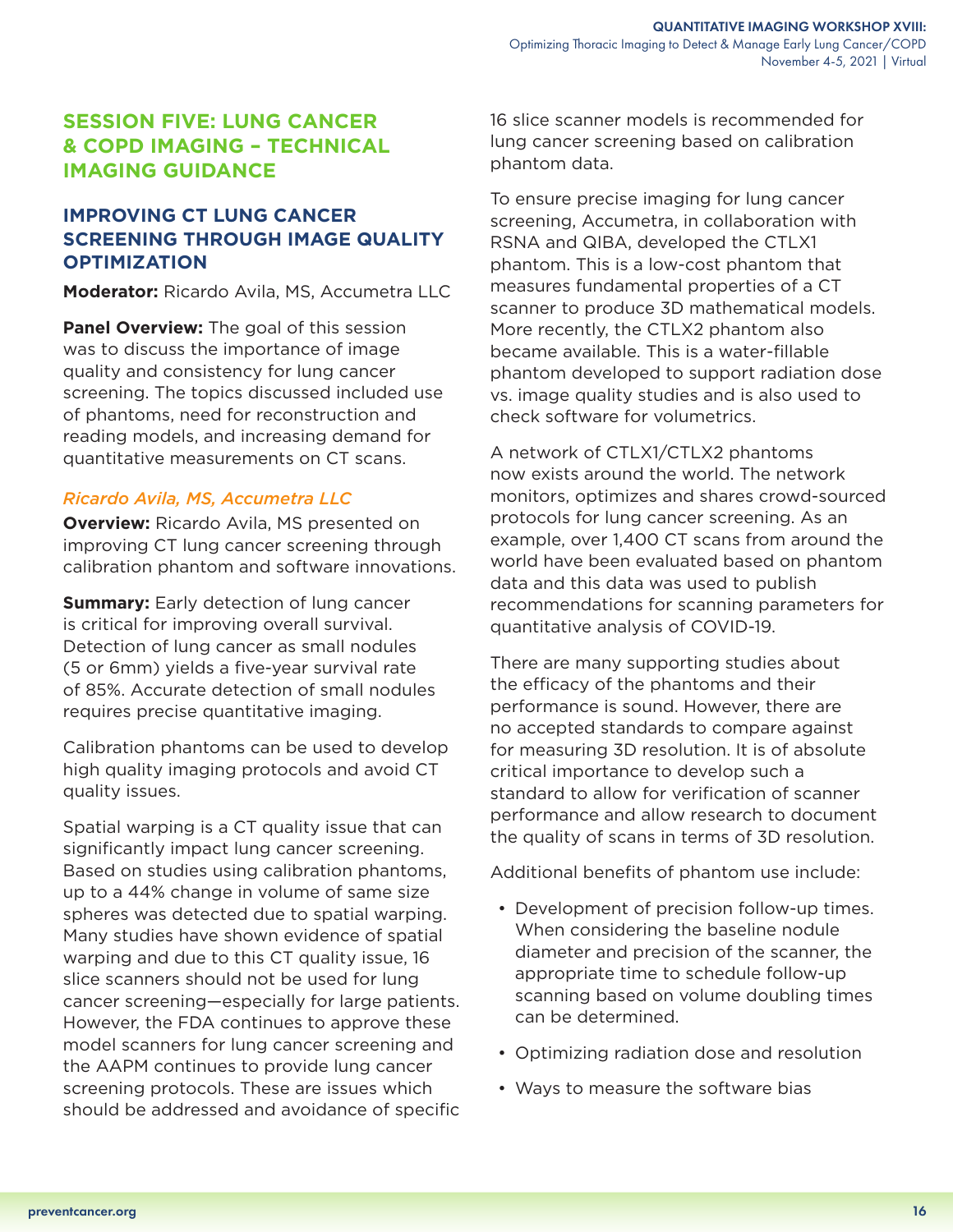## SESSION FIVE: LUNG CANCER & COPD IMAGING – TECHNICAL IMAGING GUIDANCE

### IMPROVING CT LUNG CANCER SCREENING THROUGH IMAGE QUALITY OPTIMIZATION

**Moderator:** Ricardo Avila, MS, Accumetra LLC

**Panel Overview:** The goal of this session was to discuss the importance of image quality and consistency for lung cancer screening. The topics discussed included use of phantoms, need for reconstruction and reading models, and increasing demand for quantitative measurements on CT scans.

*Ricardo Avila, MS, Accumetra LLC*

**Overview:** Ricardo Avila, MS presented on improving CT lung cancer screening through calibration phantom and software innovations.

**Summary:** Early detection of lung cancer is critical for improving overall survival. Detection of lung cancer as small nodules (5 or 6mm) yields a five-year survival rate of 85%. Accurate detection of small nodules requires precise quantitative imaging.

Calibration phantoms can be used to develop high quality imaging protocols and avoid CT quality issues.

Spatial warping is a CT quality issue that can significantly impact lung cancer screening. Based on studies using calibration phantoms, up to a 44% change in volume of same size spheres was detected due to spatial warping. Many studies have shown evidence of spatial warping and due to this CT quality issue, 16 slice scanners should not be used for lung cancer screening—especially for large patients. However, the FDA continues to approve these model scanners for lung cancer screening and the AAPM continues to provide lung cancer screening protocols. These are issues which should be addressed and avoidance of specific 16 slice scanner models is recommended for lung cancer screening based on calibration phantom data.

To ensure precise imaging for lung cancer screening, Accumetra, in collaboration with RSNA and QIBA, developed the CTLX1 phantom. This is a low-cost phantom that measures fundamental properties of a CT scanner to produce 3D mathematical models. More recently, the CTLX2 phantom also became available. This is a water-fillable phantom developed to support radiation dose vs. image quality studies and is also used to check software for volumetrics.

A network of CTLX1/CTLX2 phantoms now exists around the world. The network monitors, optimizes and shares crowd-sourced protocols for lung cancer screening. As an example, over 1,400 CT scans from around the world have been evaluated based on phantom data and this data was used to publish recommendations for scanning parameters for quantitative analysis of COVID-19.

There are many supporting studies about the efficacy of the phantoms and their performance is sound. However, there are no accepted standards to compare against for measuring 3D resolution. It is of absolute critical importance to develop such a standard to allow for verification of scanner performance and allow research to document the quality of scans in terms of 3D resolution.

Additional benefits of phantom use include:

- Development of precision follow-up times. When considering the baseline nodule diameter and precision of the scanner, the appropriate time to schedule follow-up scanning based on volume doubling times can be determined.
- Optimizing radiation dose and resolution
- Ways to measure the software bias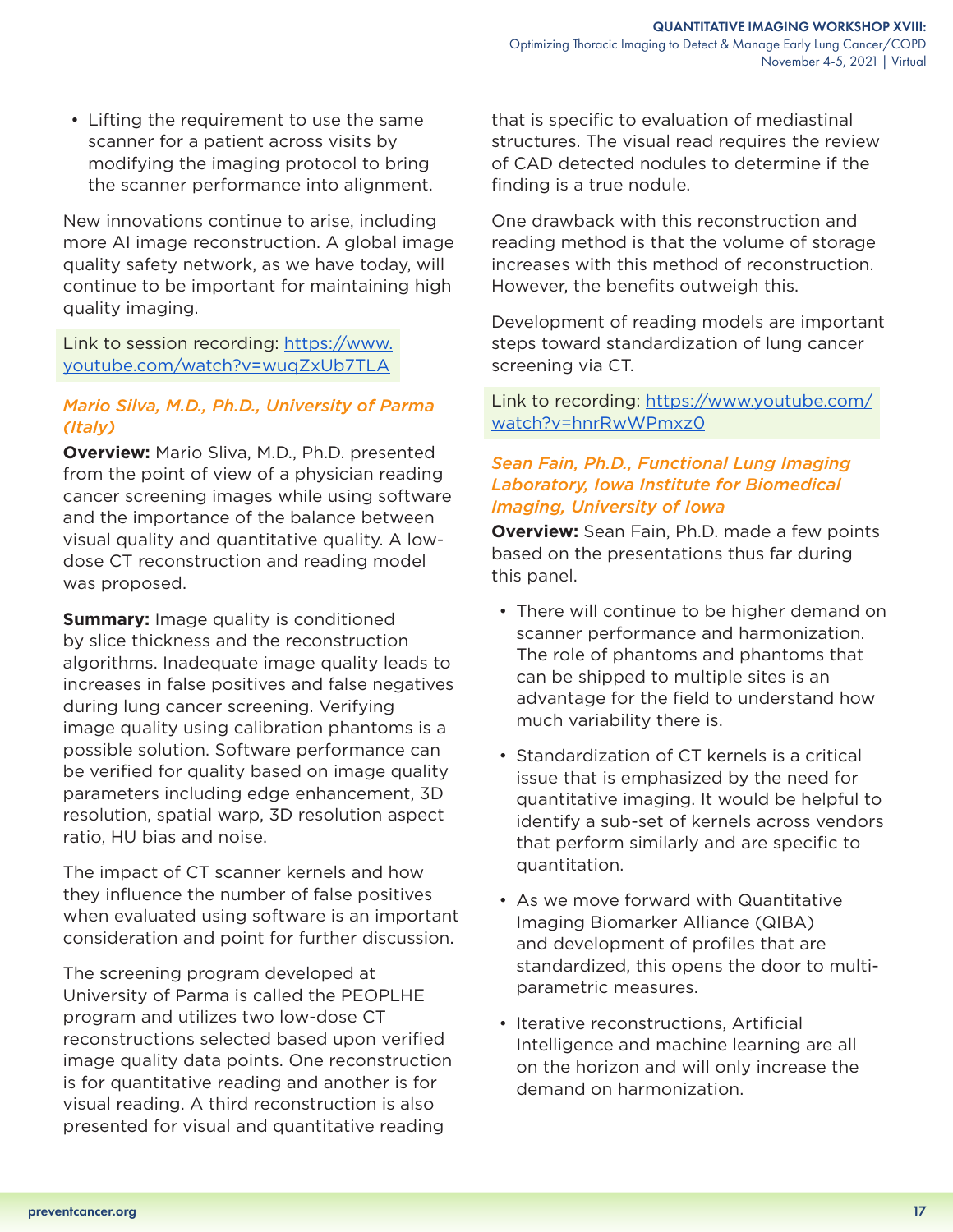- Lifting the requirement to use the same scanner for a patient across visits by modifying the imaging protocol to bring the scanner performance into alignment.

New innovations continue to arise, including more AI image reconstruction. A global image quality safety network, as we have today, will continue to be important for maintaining high quality imaging.

Link to session recording: https://www.youtube.com/watch?v=wuqZxUb7TLA

### *Mario Silva, M.D., Ph.D., University of Parma (Italy)*

**Overview:** Mario Sliva, M.D., Ph.D. presented from the point of view of a physician reading cancer screening images while using software and the importance of the balance between visual quality and quantitative quality. A low-dose CT reconstruction and reading model was proposed.

**Summary:** Image quality is conditioned by slice thickness and the reconstruction algorithms. Inadequate image quality leads to increases in false positives and false negatives during lung cancer screening. Verifying image quality using calibration phantoms is a possible solution. Software performance can be verified for quality based on image quality parameters including edge enhancement, 3D resolution, spatial warp, 3D resolution aspect ratio, HU bias and noise.

The impact of CT scanner kernels and how they influence the number of false positives when evaluated using software is an important consideration and point for further discussion.

The screening program developed at University of Parma is called the PEOPLHE program and utilizes two low-dose CT reconstructions selected based upon verified image quality data points. One reconstruction is for quantitative reading and another is for visual reading. A third reconstruction is also presented for visual and quantitative reading that is specific to evaluation of mediastinal structures. The visual read requires the review of CAD detected nodules to determine if the finding is a true nodule.

One drawback with this reconstruction and reading method is that the volume of storage increases with this method of reconstruction. However, the benefits outweigh this.

Development of reading models are important steps toward standardization of lung cancer screening via CT.

Link to recording: https://www.youtube.com/watch?v=hnrRwWPmxz0

### *Sean Fain, Ph.D., Functional Lung Imaging Laboratory, Iowa Institute for Biomedical Imaging, University of Iowa*

**Overview:** Sean Fain, Ph.D. made a few points based on the presentations thus far during this panel.

- There will continue to be higher demand on scanner performance and harmonization. The role of phantoms and phantoms that can be shipped to multiple sites is an advantage for the field to understand how much variability there is.
- Standardization of CT kernels is a critical issue that is emphasized by the need for quantitative imaging. It would be helpful to identify a sub-set of kernels across vendors that perform similarly and are specific to quantitation.
- As we move forward with Quantitative Imaging Biomarker Alliance (QIBA) and development of profiles that are standardized, this opens the door to multi-parametric measures.
- Iterative reconstructions, Artificial Intelligence and machine learning are all on the horizon and will only increase the demand on harmonization.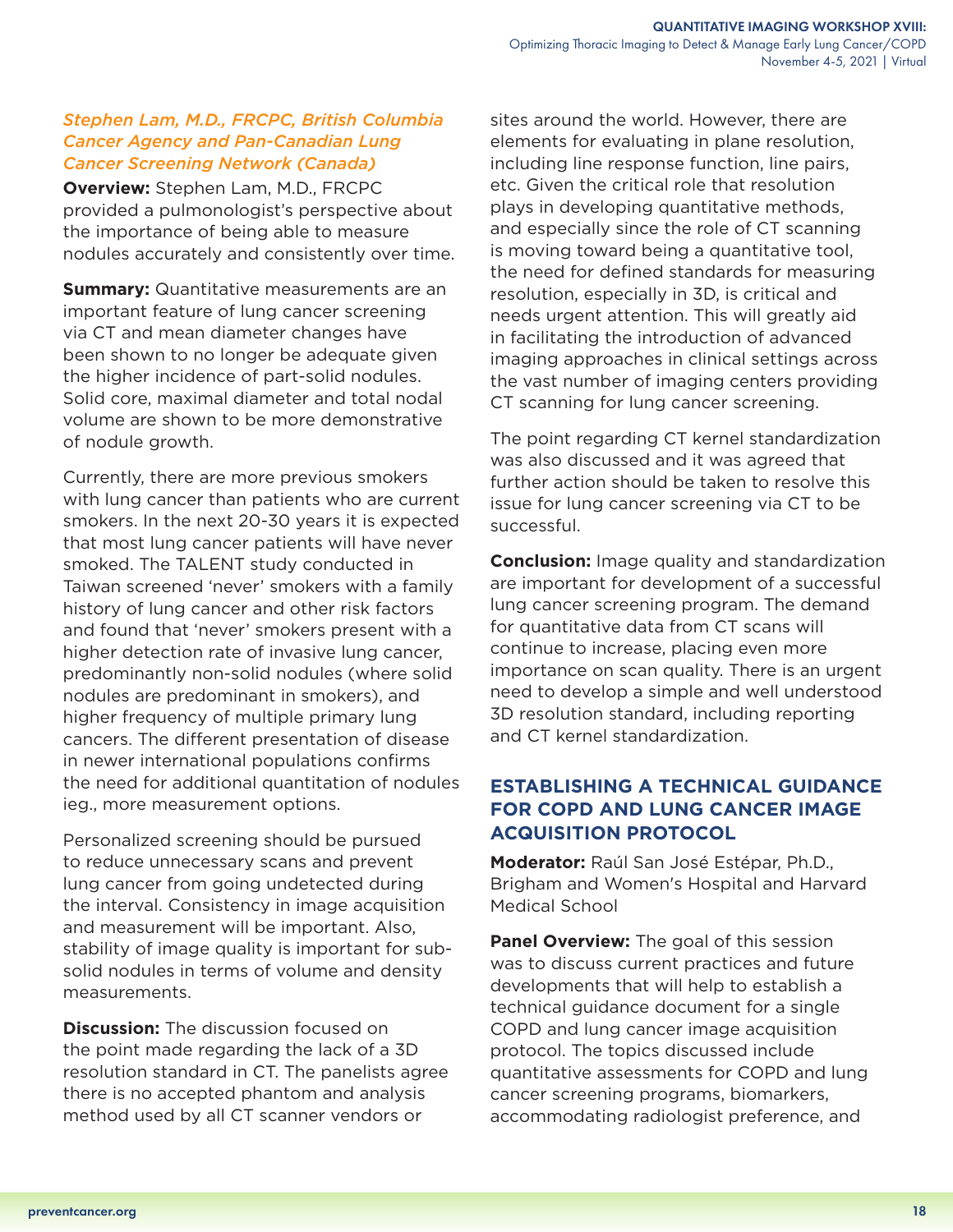*Stephen Lam, M.D., FRCPC, British Columbia Cancer Agency and Pan-Canadian Lung Cancer Screening Network (Canada)*

**Overview:** Stephen Lam, M.D., FRCPC provided a pulmonologist's perspective about the importance of being able to measure nodules accurately and consistently over time.

**Summary:** Quantitative measurements are an important feature of lung cancer screening via CT and mean diameter changes have been shown to no longer be adequate given the higher incidence of part-solid nodules. Solid core, maximal diameter and total nodal volume are shown to be more demonstrative of nodule growth.

Currently, there are more previous smokers with lung cancer than patients who are current smokers. In the next 20-30 years it is expected that most lung cancer patients will have never smoked. The TALENT study conducted in Taiwan screened 'never' smokers with a family history of lung cancer and other risk factors and found that 'never' smokers present with a higher detection rate of invasive lung cancer, predominantly non-solid nodules (where solid nodules are predominant in smokers), and higher frequency of multiple primary lung cancers. The different presentation of disease in newer international populations confirms the need for additional quantitation of nodules ieg., more measurement options.

Personalized screening should be pursued to reduce unnecessary scans and prevent lung cancer from going undetected during the interval. Consistency in image acquisition and measurement will be important. Also, stability of image quality is important for sub-solid nodules in terms of volume and density measurements.

**Discussion:** The discussion focused on the point made regarding the lack of a 3D resolution standard in CT. The panelists agree there is no accepted phantom and analysis method used by all CT scanner vendors or sites around the world. However, there are elements for evaluating in plane resolution, including line response function, line pairs, etc. Given the critical role that resolution plays in developing quantitative methods, and especially since the role of CT scanning is moving toward being a quantitative tool, the need for defined standards for measuring resolution, especially in 3D, is critical and needs urgent attention. This will greatly aid in facilitating the introduction of advanced imaging approaches in clinical settings across the vast number of imaging centers providing CT scanning for lung cancer screening.

The point regarding CT kernel standardization was also discussed and it was agreed that further action should be taken to resolve this issue for lung cancer screening via CT to be successful.

**Conclusion:** Image quality and standardization are important for development of a successful lung cancer screening program. The demand for quantitative data from CT scans will continue to increase, placing even more importance on scan quality. There is an urgent need to develop a simple and well understood 3D resolution standard, including reporting and CT kernel standardization.

## ESTABLISHING A TECHNICAL GUIDANCE FOR COPD AND LUNG CANCER IMAGE ACQUISITION PROTOCOL

**Moderator:** Raúl San José Estépar, Ph.D., Brigham and Women's Hospital and Harvard Medical School

**Panel Overview:** The goal of this session was to discuss current practices and future developments that will help to establish a technical guidance document for a single COPD and lung cancer image acquisition protocol. The topics discussed include quantitative assessments for COPD and lung cancer screening programs, biomarkers, accommodating radiologist preference, and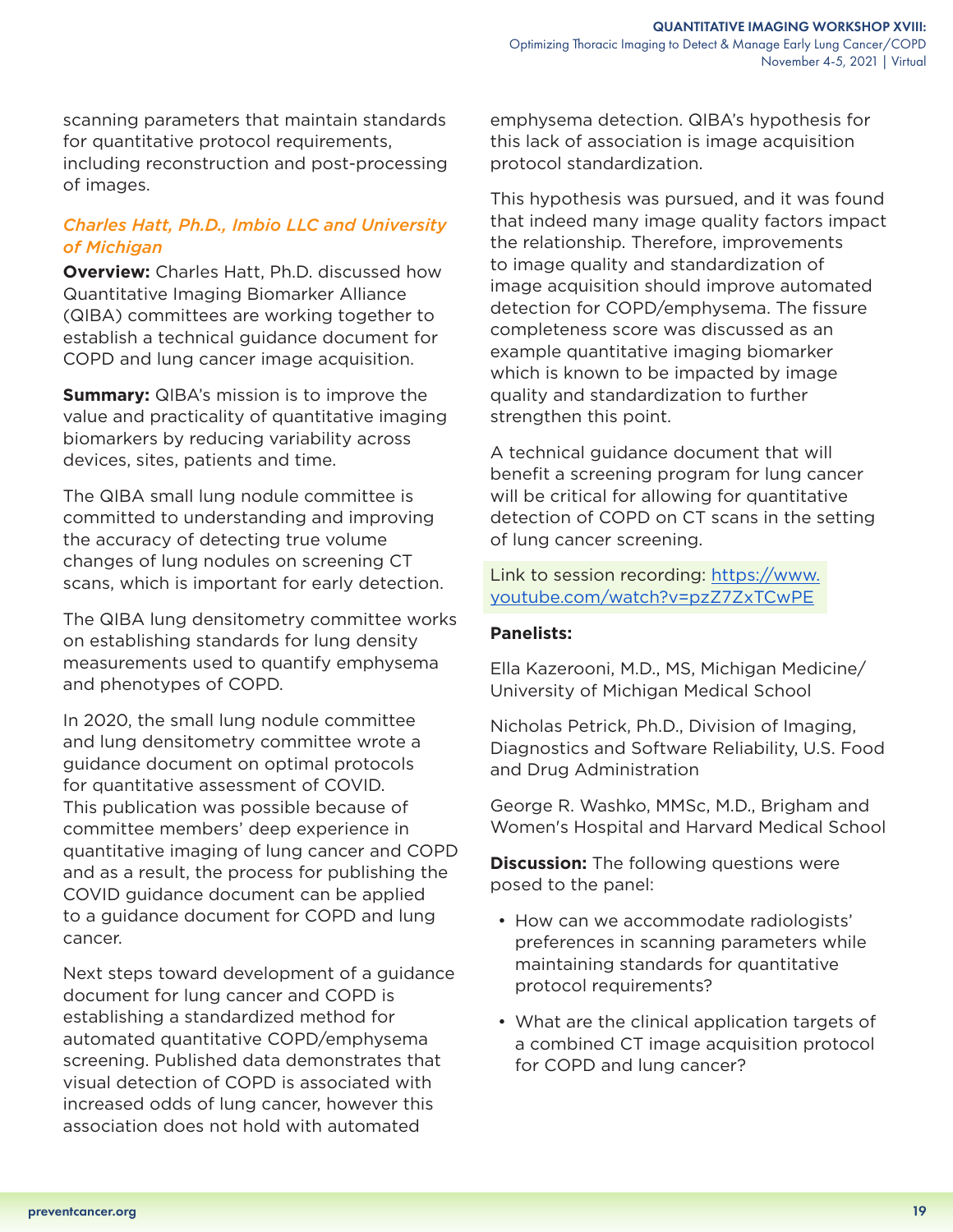scanning parameters that maintain standards for quantitative protocol requirements, including reconstruction and post-processing of images.

### *Charles Hatt, Ph.D., Imbio LLC and University of Michigan*

**Overview:** Charles Hatt, Ph.D. discussed how Quantitative Imaging Biomarker Alliance (QIBA) committees are working together to establish a technical guidance document for COPD and lung cancer image acquisition.

**Summary:** QIBA's mission is to improve the value and practicality of quantitative imaging biomarkers by reducing variability across devices, sites, patients and time.

The QIBA small lung nodule committee is committed to understanding and improving the accuracy of detecting true volume changes of lung nodules on screening CT scans, which is important for early detection.

The QIBA lung densitometry committee works on establishing standards for lung density measurements used to quantify emphysema and phenotypes of COPD.

In 2020, the small lung nodule committee and lung densitometry committee wrote a guidance document on optimal protocols for quantitative assessment of COVID. This publication was possible because of committee members' deep experience in quantitative imaging of lung cancer and COPD and as a result, the process for publishing the COVID guidance document can be applied to a guidance document for COPD and lung cancer.

Next steps toward development of a guidance document for lung cancer and COPD is establishing a standardized method for automated quantitative COPD/emphysema screening. Published data demonstrates that visual detection of COPD is associated with increased odds of lung cancer, however this association does not hold with automated emphysema detection. QIBA's hypothesis for this lack of association is image acquisition protocol standardization.

This hypothesis was pursued, and it was found that indeed many image quality factors impact the relationship. Therefore, improvements to image quality and standardization of image acquisition should improve automated detection for COPD/emphysema. The fissure completeness score was discussed as an example quantitative imaging biomarker which is known to be impacted by image quality and standardization to further strengthen this point.

A technical guidance document that will benefit a screening program for lung cancer will be critical for allowing for quantitative detection of COPD on CT scans in the setting of lung cancer screening.

Link to session recording: [https://www.youtube.com/watch?v=pzZ7ZxTCwPE](https://www.youtube.com/watch?v=pzZ7ZxTCwPE)

**Panelists:**

Ella Kazerooni, M.D., MS, Michigan Medicine/University of Michigan Medical School

Nicholas Petrick, Ph.D., Division of Imaging, Diagnostics and Software Reliability, U.S. Food and Drug Administration

George R. Washko, MMSc, M.D., Brigham and Women's Hospital and Harvard Medical School

**Discussion:** The following questions were posed to the panel:

- How can we accommodate radiologists' preferences in scanning parameters while maintaining standards for quantitative protocol requirements?
- What are the clinical application targets of a combined CT image acquisition protocol for COPD and lung cancer?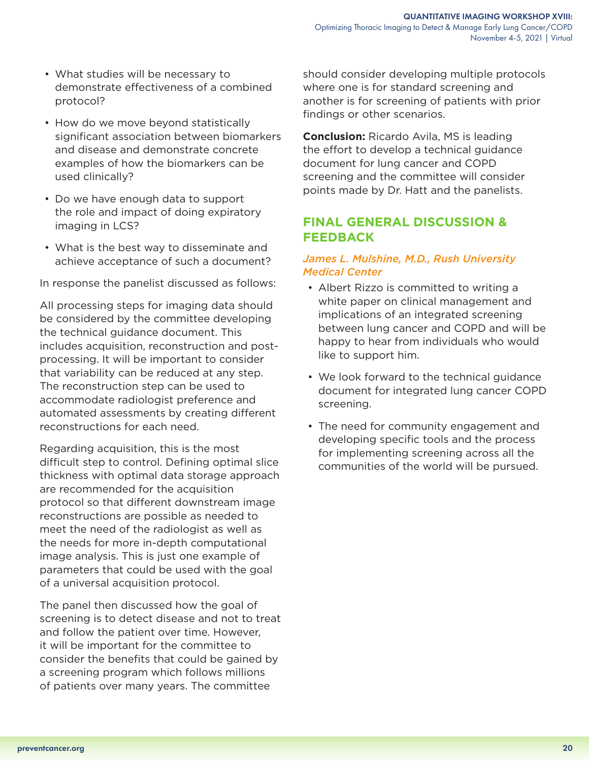- What studies will be necessary to demonstrate effectiveness of a combined protocol?
- How do we move beyond statistically significant association between biomarkers and disease and demonstrate concrete examples of how the biomarkers can be used clinically?
- Do we have enough data to support the role and impact of doing expiratory imaging in LCS?
- What is the best way to disseminate and achieve acceptance of such a document?

In response the panelist discussed as follows:

All processing steps for imaging data should be considered by the committee developing the technical guidance document. This includes acquisition, reconstruction and post-processing. It will be important to consider that variability can be reduced at any step. The reconstruction step can be used to accommodate radiologist preference and automated assessments by creating different reconstructions for each need.

Regarding acquisition, this is the most difficult step to control. Defining optimal slice thickness with optimal data storage approach are recommended for the acquisition protocol so that different downstream image reconstructions are possible as needed to meet the need of the radiologist as well as the needs for more in-depth computational image analysis. This is just one example of parameters that could be used with the goal of a universal acquisition protocol.

The panel then discussed how the goal of screening is to detect disease and not to treat and follow the patient over time. However, it will be important for the committee to consider the benefits that could be gained by a screening program which follows millions of patients over many years. The committee should consider developing multiple protocols where one is for standard screening and another is for screening of patients with prior findings or other scenarios.

**Conclusion:** Ricardo Avila, MS is leading the effort to develop a technical guidance document for lung cancer and COPD screening and the committee will consider points made by Dr. Hatt and the panelists.

## FINAL GENERAL DISCUSSION & FEEDBACK

### *James L. Mulshine, M.D., Rush University Medical Center*

- Albert Rizzo is committed to writing a white paper on clinical management and implications of an integrated screening between lung cancer and COPD and will be happy to hear from individuals who would like to support him.
- We look forward to the technical guidance document for integrated lung cancer COPD screening.
- The need for community engagement and developing specific tools and the process for implementing screening across all the communities of the world will be pursued.